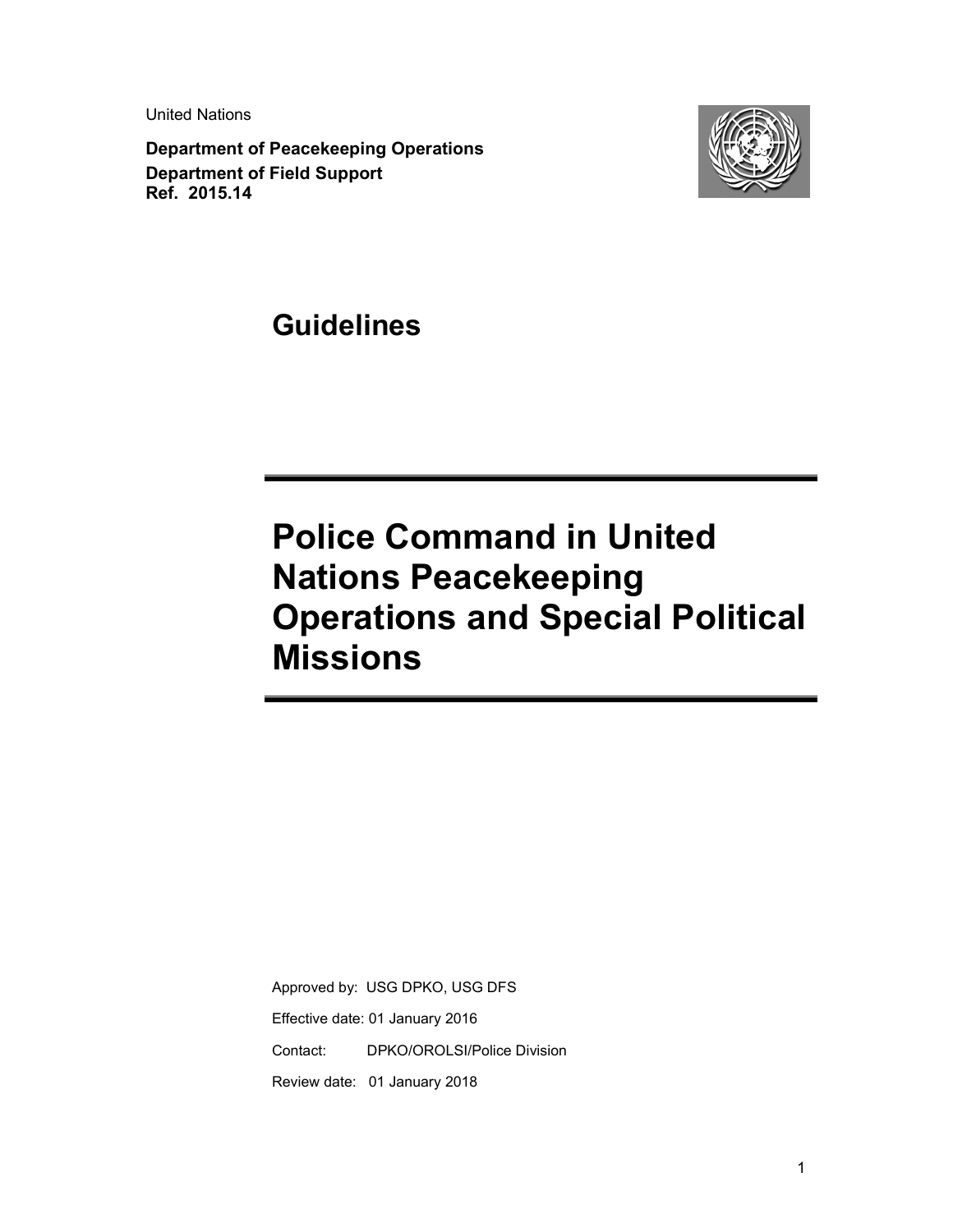United Nations

**Department of Peacekeeping Operations**
**Department of Field Support**
**Ref. 2015.14**

## Guidelines

# Police Command in United Nations Peacekeeping Operations and Special Political Missions

Approved by: USG DPKO, USG DFS

Effective date: 01 January 2016

Contact: DPKO/OROLSI/Police Division

Review date: 01 January 2018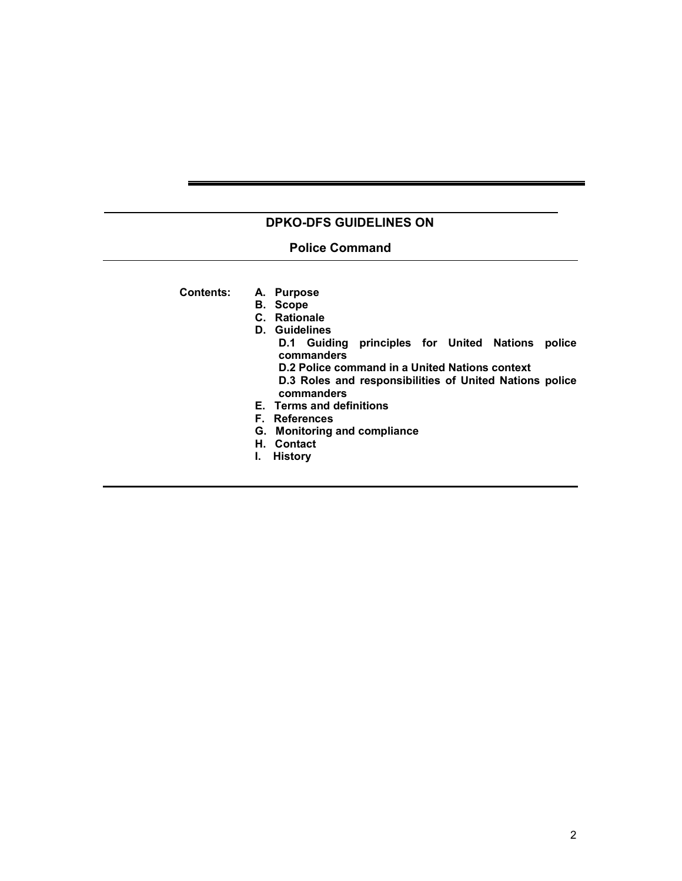## DPKO-DFS GUIDELINES ON

## Police Command

**Contents:**

- **A. Purpose**
- **B. Scope**
- **C. Rationale**
- **D. Guidelines**
  - **D.1 Guiding principles for United Nations police commanders**
  - **D.2 Police command in a United Nations context**
  - **D.3 Roles and responsibilities of United Nations police commanders**
- **E. Terms and definitions**
- **F. References**
- **G. Monitoring and compliance**
- **H. Contact**
- **I. History**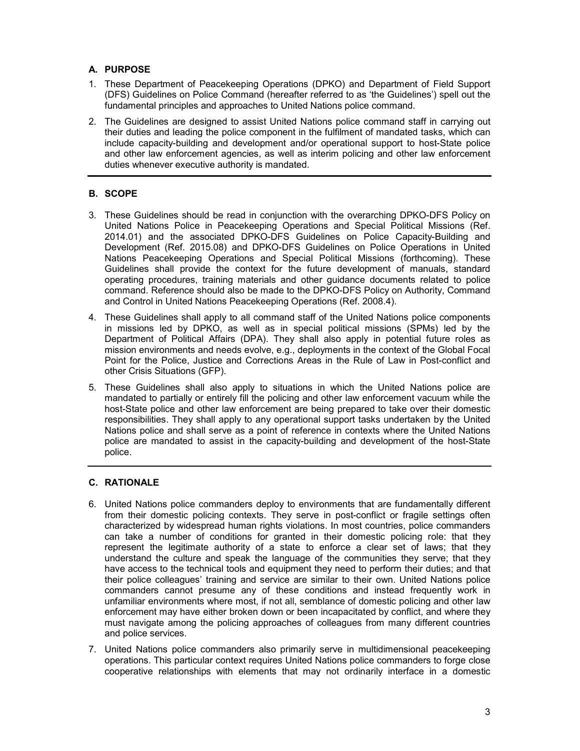## A. PURPOSE

1. These Department of Peacekeeping Operations (DPKO) and Department of Field Support (DFS) Guidelines on Police Command (hereafter referred to as 'the Guidelines') spell out the fundamental principles and approaches to United Nations police command.

2. The Guidelines are designed to assist United Nations police command staff in carrying out their duties and leading the police component in the fulfilment of mandated tasks, which can include capacity-building and development and/or operational support to host-State police and other law enforcement agencies, as well as interim policing and other law enforcement duties whenever executive authority is mandated.

## B. SCOPE

3. These Guidelines should be read in conjunction with the overarching DPKO-DFS Policy on United Nations Police in Peacekeeping Operations and Special Political Missions (Ref. 2014.01) and the associated DPKO-DFS Guidelines on Police Capacity-Building and Development (Ref. 2015.08) and DPKO-DFS Guidelines on Police Operations in United Nations Peacekeeping Operations and Special Political Missions (forthcoming). These Guidelines shall provide the context for the future development of manuals, standard operating procedures, training materials and other guidance documents related to police command. Reference should also be made to the DPKO-DFS Policy on Authority, Command and Control in United Nations Peacekeeping Operations (Ref. 2008.4).

4. These Guidelines shall apply to all command staff of the United Nations police components in missions led by DPKO, as well as in special political missions (SPMs) led by the Department of Political Affairs (DPA). They shall also apply in potential future roles as mission environments and needs evolve, e.g., deployments in the context of the Global Focal Point for the Police, Justice and Corrections Areas in the Rule of Law in Post-conflict and other Crisis Situations (GFP).

5. These Guidelines shall also apply to situations in which the United Nations police are mandated to partially or entirely fill the policing and other law enforcement vacuum while the host-State police and other law enforcement are being prepared to take over their domestic responsibilities. They shall apply to any operational support tasks undertaken by the United Nations police and shall serve as a point of reference in contexts where the United Nations police are mandated to assist in the capacity-building and development of the host-State police.

## C. RATIONALE

6. United Nations police commanders deploy to environments that are fundamentally different from their domestic policing contexts. They serve in post-conflict or fragile settings often characterized by widespread human rights violations. In most countries, police commanders can take a number of conditions for granted in their domestic policing role: that they represent the legitimate authority of a state to enforce a clear set of laws; that they understand the culture and speak the language of the communities they serve; that they have access to the technical tools and equipment they need to perform their duties; and that their police colleagues' training and service are similar to their own. United Nations police commanders cannot presume any of these conditions and instead frequently work in unfamiliar environments where most, if not all, semblance of domestic policing and other law enforcement may have either broken down or been incapacitated by conflict, and where they must navigate among the policing approaches of colleagues from many different countries and police services.

7. United Nations police commanders also primarily serve in multidimensional peacekeeping operations. This particular context requires United Nations police commanders to forge close cooperative relationships with elements that may not ordinarily interface in a domestic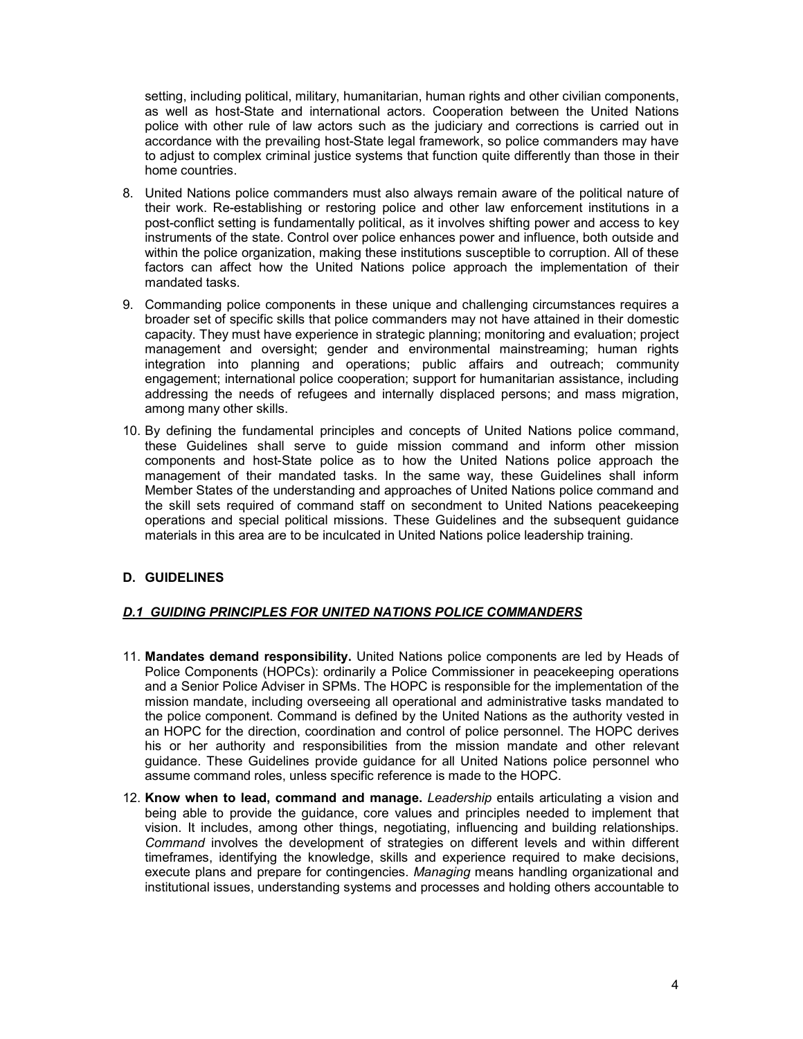setting, including political, military, humanitarian, human rights and other civilian components, as well as host-State and international actors. Cooperation between the United Nations police with other rule of law actors such as the judiciary and corrections is carried out in accordance with the prevailing host-State legal framework, so police commanders may have to adjust to complex criminal justice systems that function quite differently than those in their home countries.

8. United Nations police commanders must also always remain aware of the political nature of their work. Re-establishing or restoring police and other law enforcement institutions in a post-conflict setting is fundamentally political, as it involves shifting power and access to key instruments of the state. Control over police enhances power and influence, both outside and within the police organization, making these institutions susceptible to corruption. All of these factors can affect how the United Nations police approach the implementation of their mandated tasks.

9. Commanding police components in these unique and challenging circumstances requires a broader set of specific skills that police commanders may not have attained in their domestic capacity. They must have experience in strategic planning; monitoring and evaluation; project management and oversight; gender and environmental mainstreaming; human rights integration into planning and operations; public affairs and outreach; community engagement; international police cooperation; support for humanitarian assistance, including addressing the needs of refugees and internally displaced persons; and mass migration, among many other skills.

10. By defining the fundamental principles and concepts of United Nations police command, these Guidelines shall serve to guide mission command and inform other mission components and host-State police as to how the United Nations police approach the management of their mandated tasks. In the same way, these Guidelines shall inform Member States of the understanding and approaches of United Nations police command and the skill sets required of command staff on secondment to United Nations peacekeeping operations and special political missions. These Guidelines and the subsequent guidance materials in this area are to be inculcated in United Nations police leadership training.

## D. GUIDELINES

### *D.1 GUIDING PRINCIPLES FOR UNITED NATIONS POLICE COMMANDERS*

11. **Mandates demand responsibility.** United Nations police components are led by Heads of Police Components (HOPCs): ordinarily a Police Commissioner in peacekeeping operations and a Senior Police Adviser in SPMs. The HOPC is responsible for the implementation of the mission mandate, including overseeing all operational and administrative tasks mandated to the police component. Command is defined by the United Nations as the authority vested in an HOPC for the direction, coordination and control of police personnel. The HOPC derives his or her authority and responsibilities from the mission mandate and other relevant guidance. These Guidelines provide guidance for all United Nations police personnel who assume command roles, unless specific reference is made to the HOPC.

12. **Know when to lead, command and manage.** *Leadership* entails articulating a vision and being able to provide the guidance, core values and principles needed to implement that vision. It includes, among other things, negotiating, influencing and building relationships. *Command* involves the development of strategies on different levels and within different timeframes, identifying the knowledge, skills and experience required to make decisions, execute plans and prepare for contingencies. *Managing* means handling organizational and institutional issues, understanding systems and processes and holding others accountable to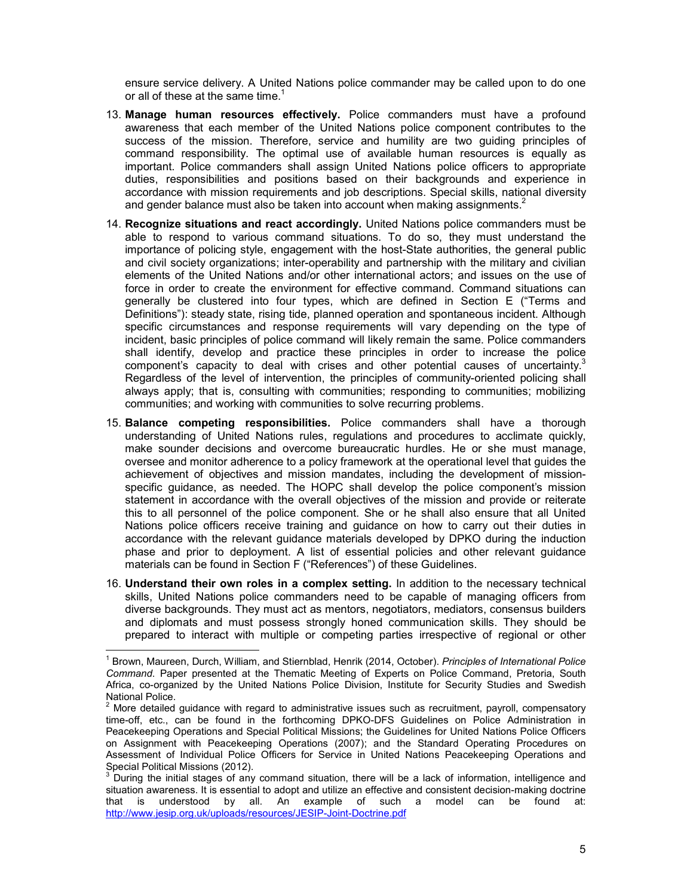ensure service delivery. A United Nations police commander may be called upon to do one or all of these at the same time.[1]

13. **Manage human resources effectively.** Police commanders must have a profound awareness that each member of the United Nations police component contributes to the success of the mission. Therefore, service and humility are two guiding principles of command responsibility. The optimal use of available human resources is equally as important. Police commanders shall assign United Nations police officers to appropriate duties, responsibilities and positions based on their backgrounds and experience in accordance with mission requirements and job descriptions. Special skills, national diversity and gender balance must also be taken into account when making assignments.[2]

14. **Recognize situations and react accordingly.** United Nations police commanders must be able to respond to various command situations. To do so, they must understand the importance of policing style, engagement with the host-State authorities, the general public and civil society organizations; inter-operability and partnership with the military and civilian elements of the United Nations and/or other international actors; and issues on the use of force in order to create the environment for effective command. Command situations can generally be clustered into four types, which are defined in Section E ("Terms and Definitions"): steady state, rising tide, planned operation and spontaneous incident. Although specific circumstances and response requirements will vary depending on the type of incident, basic principles of police command will likely remain the same. Police commanders shall identify, develop and practice these principles in order to increase the police component's capacity to deal with crises and other potential causes of uncertainty.[3] Regardless of the level of intervention, the principles of community-oriented policing shall always apply; that is, consulting with communities; responding to communities; mobilizing communities; and working with communities to solve recurring problems.

15. **Balance competing responsibilities.** Police commanders shall have a thorough understanding of United Nations rules, regulations and procedures to acclimate quickly, make sounder decisions and overcome bureaucratic hurdles. He or she must manage, oversee and monitor adherence to a policy framework at the operational level that guides the achievement of objectives and mission mandates, including the development of mission-specific guidance, as needed. The HOPC shall develop the police component's mission statement in accordance with the overall objectives of the mission and provide or reiterate this to all personnel of the police component. She or he shall also ensure that all United Nations police officers receive training and guidance on how to carry out their duties in accordance with the relevant guidance materials developed by DPKO during the induction phase and prior to deployment. A list of essential policies and other relevant guidance materials can be found in Section F ("References") of these Guidelines.

16. **Understand their own roles in a complex setting.** In addition to the necessary technical skills, United Nations police commanders need to be capable of managing officers from diverse backgrounds. They must act as mentors, negotiators, mediators, consensus builders and diplomats and must possess strongly honed communication skills. They should be prepared to interact with multiple or competing parties irrespective of regional or other

---

[1] Brown, Maureen, Durch, William, and Stiernblad, Henrik (2014, October). *Principles of International Police Command*. Paper presented at the Thematic Meeting of Experts on Police Command, Pretoria, South Africa, co-organized by the United Nations Police Division, Institute for Security Studies and Swedish National Police.

[2] More detailed guidance with regard to administrative issues such as recruitment, payroll, compensatory time-off, etc., can be found in the forthcoming DPKO-DFS Guidelines on Police Administration in Peacekeeping Operations and Special Political Missions; the Guidelines for United Nations Police Officers on Assignment with Peacekeeping Operations (2007); and the Standard Operating Procedures on Assessment of Individual Police Officers for Service in United Nations Peacekeeping Operations and Special Political Missions (2012).

[3] During the initial stages of any command situation, there will be a lack of information, intelligence and situation awareness. It is essential to adopt and utilize an effective and consistent decision-making doctrine that is understood by all. An example of such a model can be found at: http://www.jesip.org.uk/uploads/resources/JESIP-Joint-Doctrine.pdf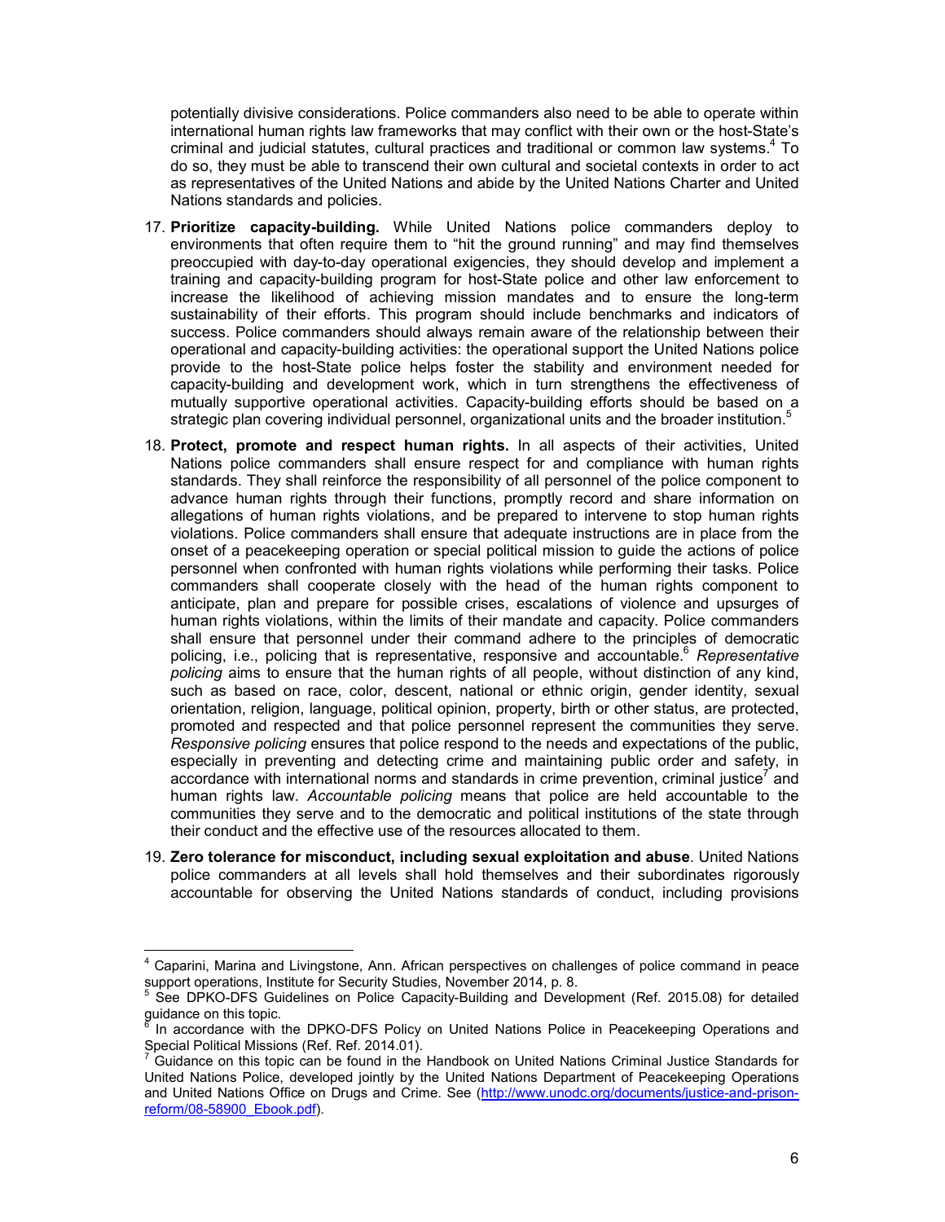potentially divisive considerations. Police commanders also need to be able to operate within international human rights law frameworks that may conflict with their own or the host-State's criminal and judicial statutes, cultural practices and traditional or common law systems.[4] To do so, they must be able to transcend their own cultural and societal contexts in order to act as representatives of the United Nations and abide by the United Nations Charter and United Nations standards and policies.

17. **Prioritize capacity-building.** While United Nations police commanders deploy to environments that often require them to "hit the ground running" and may find themselves preoccupied with day-to-day operational exigencies, they should develop and implement a training and capacity-building program for host-State police and other law enforcement to increase the likelihood of achieving mission mandates and to ensure the long-term sustainability of their efforts. This program should include benchmarks and indicators of success. Police commanders should always remain aware of the relationship between their operational and capacity-building activities: the operational support the United Nations police provide to the host-State police helps foster the stability and environment needed for capacity-building and development work, which in turn strengthens the effectiveness of mutually supportive operational activities. Capacity-building efforts should be based on a strategic plan covering individual personnel, organizational units and the broader institution.[5]

18. **Protect, promote and respect human rights.** In all aspects of their activities, United Nations police commanders shall ensure respect for and compliance with human rights standards. They shall reinforce the responsibility of all personnel of the police component to advance human rights through their functions, promptly record and share information on allegations of human rights violations, and be prepared to intervene to stop human rights violations. Police commanders shall ensure that adequate instructions are in place from the onset of a peacekeeping operation or special political mission to guide the actions of police personnel when confronted with human rights violations while performing their tasks. Police commanders shall cooperate closely with the head of the human rights component to anticipate, plan and prepare for possible crises, escalations of violence and upsurges of human rights violations, within the limits of their mandate and capacity. Police commanders shall ensure that personnel under their command adhere to the principles of democratic policing, i.e., policing that is representative, responsive and accountable.[6] *Representative policing* aims to ensure that the human rights of all people, without distinction of any kind, such as based on race, color, descent, national or ethnic origin, gender identity, sexual orientation, religion, language, political opinion, property, birth or other status, are protected, promoted and respected and that police personnel represent the communities they serve. *Responsive policing* ensures that police respond to the needs and expectations of the public, especially in preventing and detecting crime and maintaining public order and safety, in accordance with international norms and standards in crime prevention, criminal justice[7] and human rights law. *Accountable policing* means that police are held accountable to the communities they serve and to the democratic and political institutions of the state through their conduct and the effective use of the resources allocated to them.

19. **Zero tolerance for misconduct, including sexual exploitation and abuse**. United Nations police commanders at all levels shall hold themselves and their subordinates rigorously accountable for observing the United Nations standards of conduct, including provisions

---

[4] Caparini, Marina and Livingstone, Ann. African perspectives on challenges of police command in peace support operations, Institute for Security Studies, November 2014, p. 8.

[5] See DPKO-DFS Guidelines on Police Capacity-Building and Development (Ref. 2015.08) for detailed guidance on this topic.

[6] In accordance with the DPKO-DFS Policy on United Nations Police in Peacekeeping Operations and Special Political Missions (Ref. Ref. 2014.01).

[7] Guidance on this topic can be found in the Handbook on United Nations Criminal Justice Standards for United Nations Police, developed jointly by the United Nations Department of Peacekeeping Operations and United Nations Office on Drugs and Crime. See (http://www.unodc.org/documents/justice-and-prison-reform/08-58900_Ebook.pdf).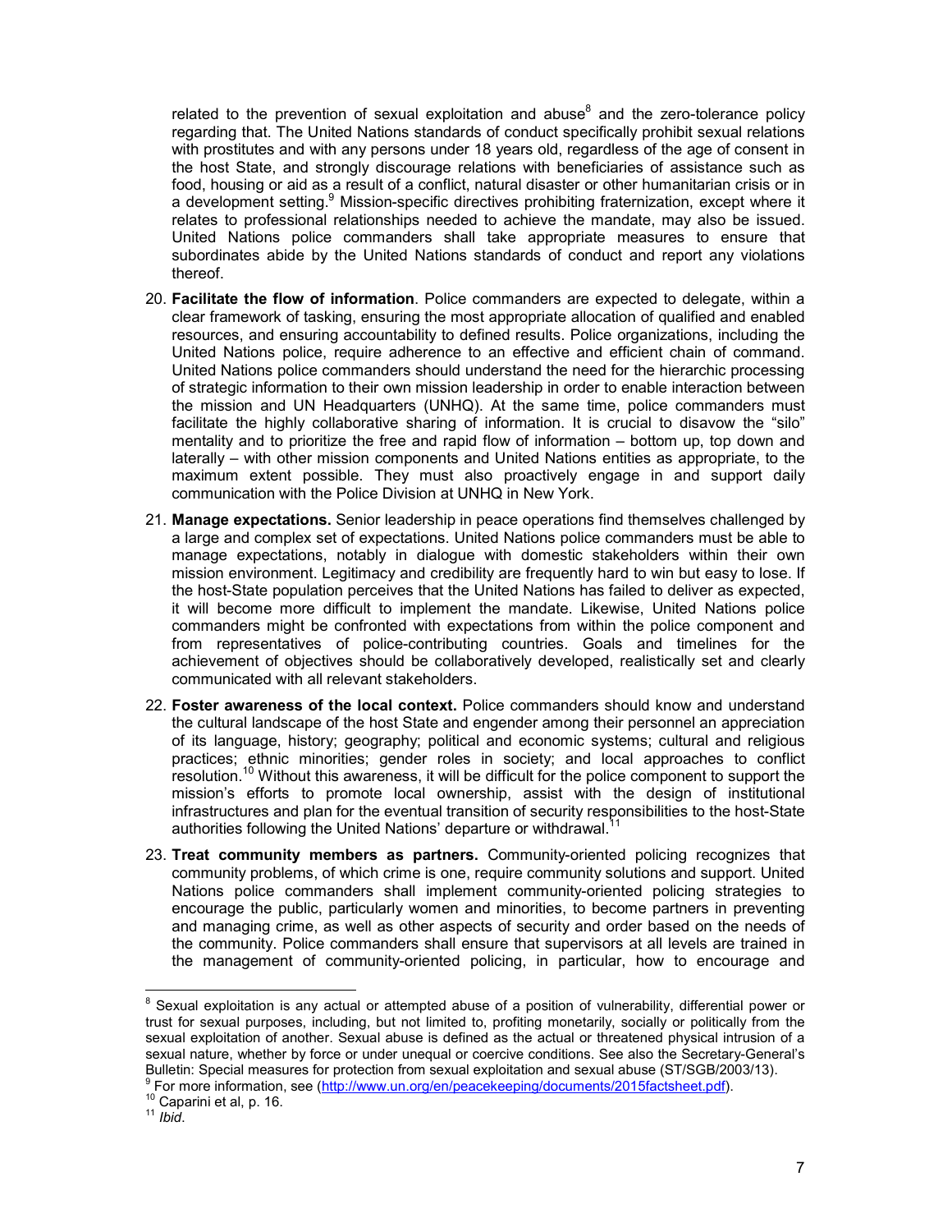related to the prevention of sexual exploitation and abuse[8] and the zero-tolerance policy regarding that. The United Nations standards of conduct specifically prohibit sexual relations with prostitutes and with any persons under 18 years old, regardless of the age of consent in the host State, and strongly discourage relations with beneficiaries of assistance such as food, housing or aid as a result of a conflict, natural disaster or other humanitarian crisis or in a development setting.[9] Mission-specific directives prohibiting fraternization, except where it relates to professional relationships needed to achieve the mandate, may also be issued. United Nations police commanders shall take appropriate measures to ensure that subordinates abide by the United Nations standards of conduct and report any violations thereof.

20. **Facilitate the flow of information**. Police commanders are expected to delegate, within a clear framework of tasking, ensuring the most appropriate allocation of qualified and enabled resources, and ensuring accountability to defined results. Police organizations, including the United Nations police, require adherence to an effective and efficient chain of command. United Nations police commanders should understand the need for the hierarchic processing of strategic information to their own mission leadership in order to enable interaction between the mission and UN Headquarters (UNHQ). At the same time, police commanders must facilitate the highly collaborative sharing of information. It is crucial to disavow the "silo" mentality and to prioritize the free and rapid flow of information – bottom up, top down and laterally – with other mission components and United Nations entities as appropriate, to the maximum extent possible. They must also proactively engage in and support daily communication with the Police Division at UNHQ in New York.

21. **Manage expectations.** Senior leadership in peace operations find themselves challenged by a large and complex set of expectations. United Nations police commanders must be able to manage expectations, notably in dialogue with domestic stakeholders within their own mission environment. Legitimacy and credibility are frequently hard to win but easy to lose. If the host-State population perceives that the United Nations has failed to deliver as expected, it will become more difficult to implement the mandate. Likewise, United Nations police commanders might be confronted with expectations from within the police component and from representatives of police-contributing countries. Goals and timelines for the achievement of objectives should be collaboratively developed, realistically set and clearly communicated with all relevant stakeholders.

22. **Foster awareness of the local context.** Police commanders should know and understand the cultural landscape of the host State and engender among their personnel an appreciation of its language, history; geography; political and economic systems; cultural and religious practices; ethnic minorities; gender roles in society; and local approaches to conflict resolution.[10] Without this awareness, it will be difficult for the police component to support the mission's efforts to promote local ownership, assist with the design of institutional infrastructures and plan for the eventual transition of security responsibilities to the host-State authorities following the United Nations' departure or withdrawal.[11]

23. **Treat community members as partners.** Community-oriented policing recognizes that community problems, of which crime is one, require community solutions and support. United Nations police commanders shall implement community-oriented policing strategies to encourage the public, particularly women and minorities, to become partners in preventing and managing crime, as well as other aspects of security and order based on the needs of the community. Police commanders shall ensure that supervisors at all levels are trained in the management of community-oriented policing, in particular, how to encourage and

---

[8] Sexual exploitation is any actual or attempted abuse of a position of vulnerability, differential power or trust for sexual purposes, including, but not limited to, profiting monetarily, socially or politically from the sexual exploitation of another. Sexual abuse is defined as the actual or threatened physical intrusion of a sexual nature, whether by force or under unequal or coercive conditions. See also the Secretary-General's Bulletin: Special measures for protection from sexual exploitation and sexual abuse (ST/SGB/2003/13).

[9] For more information, see (http://www.un.org/en/peacekeeping/documents/2015factsheet.pdf).

[10] Caparini et al, p. 16.

[11] *Ibid*.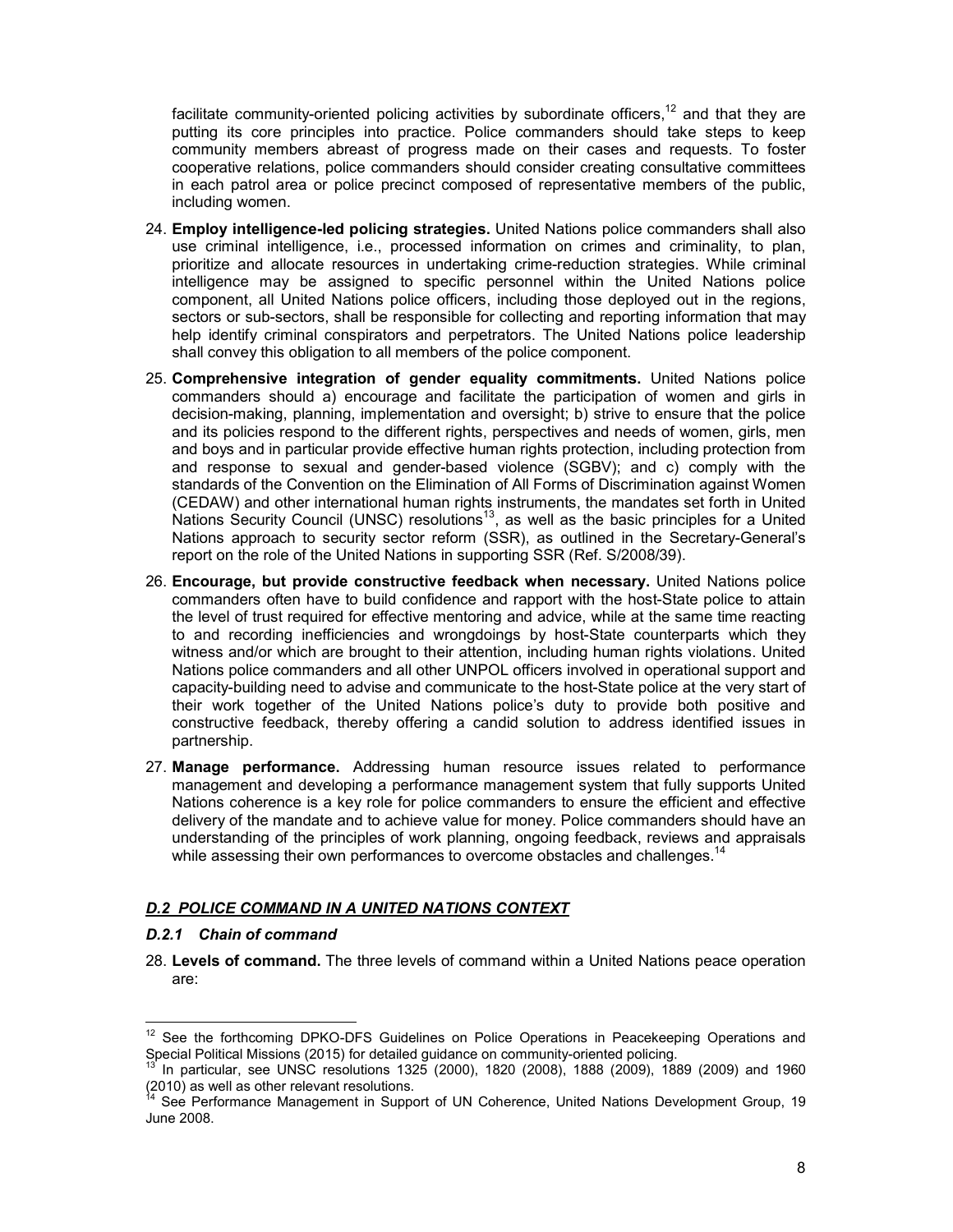facilitate community-oriented policing activities by subordinate officers,[12] and that they are putting its core principles into practice. Police commanders should take steps to keep community members abreast of progress made on their cases and requests. To foster cooperative relations, police commanders should consider creating consultative committees in each patrol area or police precinct composed of representative members of the public, including women.

24. **Employ intelligence-led policing strategies.** United Nations police commanders shall also use criminal intelligence, i.e., processed information on crimes and criminality, to plan, prioritize and allocate resources in undertaking crime-reduction strategies. While criminal intelligence may be assigned to specific personnel within the United Nations police component, all United Nations police officers, including those deployed out in the regions, sectors or sub-sectors, shall be responsible for collecting and reporting information that may help identify criminal conspirators and perpetrators. The United Nations police leadership shall convey this obligation to all members of the police component.

25. **Comprehensive integration of gender equality commitments.** United Nations police commanders should a) encourage and facilitate the participation of women and girls in decision-making, planning, implementation and oversight; b) strive to ensure that the police and its policies respond to the different rights, perspectives and needs of women, girls, men and boys and in particular provide effective human rights protection, including protection from and response to sexual and gender-based violence (SGBV); and c) comply with the standards of the Convention on the Elimination of All Forms of Discrimination against Women (CEDAW) and other international human rights instruments, the mandates set forth in United Nations Security Council (UNSC) resolutions[13], as well as the basic principles for a United Nations approach to security sector reform (SSR), as outlined in the Secretary-General's report on the role of the United Nations in supporting SSR (Ref. S/2008/39).

26. **Encourage, but provide constructive feedback when necessary.** United Nations police commanders often have to build confidence and rapport with the host-State police to attain the level of trust required for effective mentoring and advice, while at the same time reacting to and recording inefficiencies and wrongdoings by host-State counterparts which they witness and/or which are brought to their attention, including human rights violations. United Nations police commanders and all other UNPOL officers involved in operational support and capacity-building need to advise and communicate to the host-State police at the very start of their work together of the United Nations police's duty to provide both positive and constructive feedback, thereby offering a candid solution to address identified issues in partnership.

27. **Manage performance.** Addressing human resource issues related to performance management and developing a performance management system that fully supports United Nations coherence is a key role for police commanders to ensure the efficient and effective delivery of the mandate and to achieve value for money. Police commanders should have an understanding of the principles of work planning, ongoing feedback, reviews and appraisals while assessing their own performances to overcome obstacles and challenges.[14]

### ***D.2 POLICE COMMAND IN A UNITED NATIONS CONTEXT***

#### ***D.2.1 Chain of command***

28. **Levels of command.** The three levels of command within a United Nations peace operation are:

---

[12] See the forthcoming DPKO-DFS Guidelines on Police Operations in Peacekeeping Operations and Special Political Missions (2015) for detailed guidance on community-oriented policing.

[13] In particular, see UNSC resolutions 1325 (2000), 1820 (2008), 1888 (2009), 1889 (2009) and 1960 (2010) as well as other relevant resolutions.

[14] See Performance Management in Support of UN Coherence, United Nations Development Group, 19 June 2008.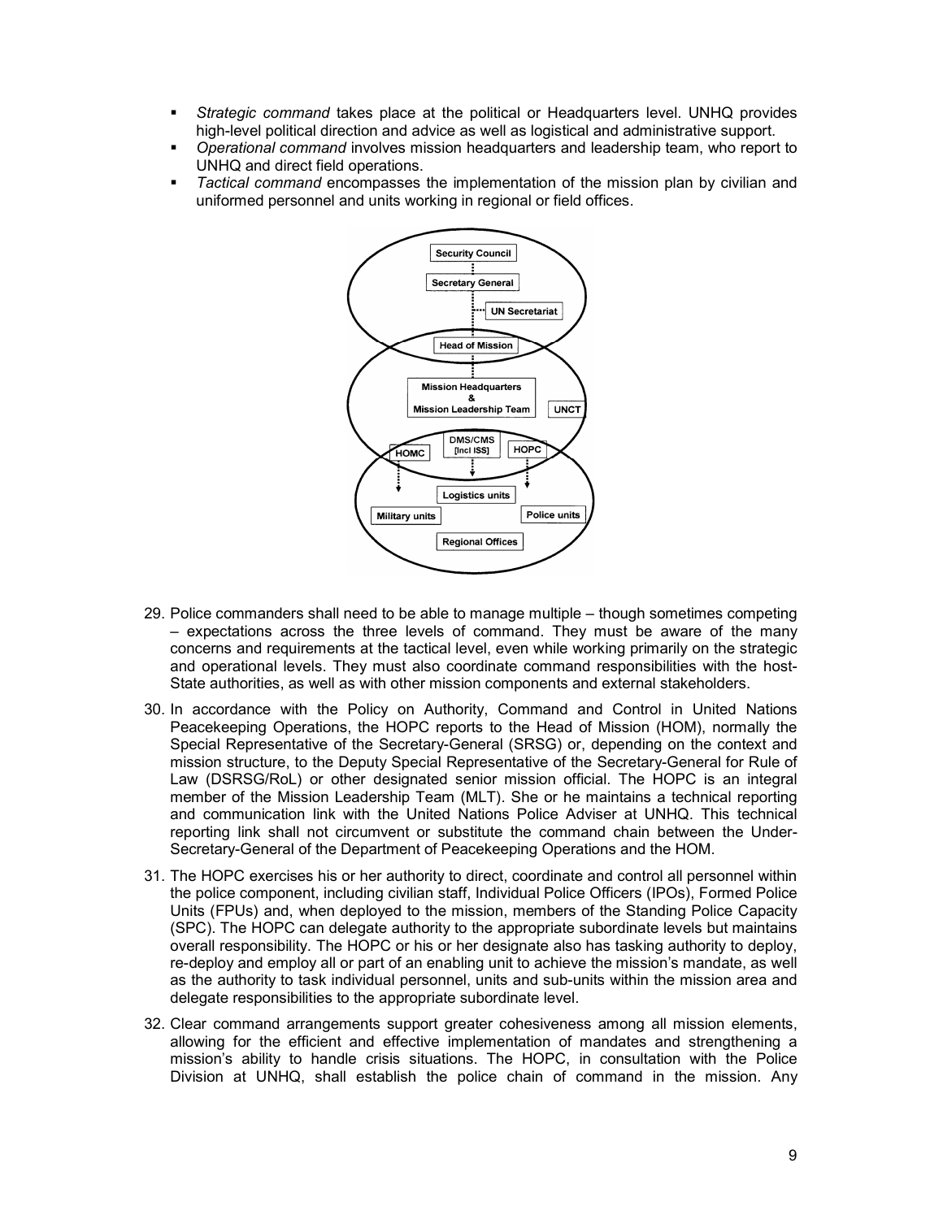- *Strategic command* takes place at the political or Headquarters level. UNHQ provides high-level political direction and advice as well as logistical and administrative support.
- *Operational command* involves mission headquarters and leadership team, who report to UNHQ and direct field operations.
- *Tactical command* encompasses the implementation of the mission plan by civilian and uniformed personnel and units working in regional or field offices.

29. Police commanders shall need to be able to manage multiple – though sometimes competing – expectations across the three levels of command. They must be aware of the many concerns and requirements at the tactical level, even while working primarily on the strategic and operational levels. They must also coordinate command responsibilities with the host-State authorities, as well as with other mission components and external stakeholders.

30. In accordance with the Policy on Authority, Command and Control in United Nations Peacekeeping Operations, the HOPC reports to the Head of Mission (HOM), normally the Special Representative of the Secretary-General (SRSG) or, depending on the context and mission structure, to the Deputy Special Representative of the Secretary-General for Rule of Law (DSRSG/RoL) or other designated senior mission official. The HOPC is an integral member of the Mission Leadership Team (MLT). She or he maintains a technical reporting and communication link with the United Nations Police Adviser at UNHQ. This technical reporting link shall not circumvent or substitute the command chain between the Under-Secretary-General of the Department of Peacekeeping Operations and the HOM.

31. The HOPC exercises his or her authority to direct, coordinate and control all personnel within the police component, including civilian staff, Individual Police Officers (IPOs), Formed Police Units (FPUs) and, when deployed to the mission, members of the Standing Police Capacity (SPC). The HOPC can delegate authority to the appropriate subordinate levels but maintains overall responsibility. The HOPC or his or her designate also has tasking authority to deploy, re-deploy and employ all or part of an enabling unit to achieve the mission's mandate, as well as the authority to task individual personnel, units and sub-units within the mission area and delegate responsibilities to the appropriate subordinate level.

32. Clear command arrangements support greater cohesiveness among all mission elements, allowing for the efficient and effective implementation of mandates and strengthening a mission's ability to handle crisis situations. The HOPC, in consultation with the Police Division at UNHQ, shall establish the police chain of command in the mission. Any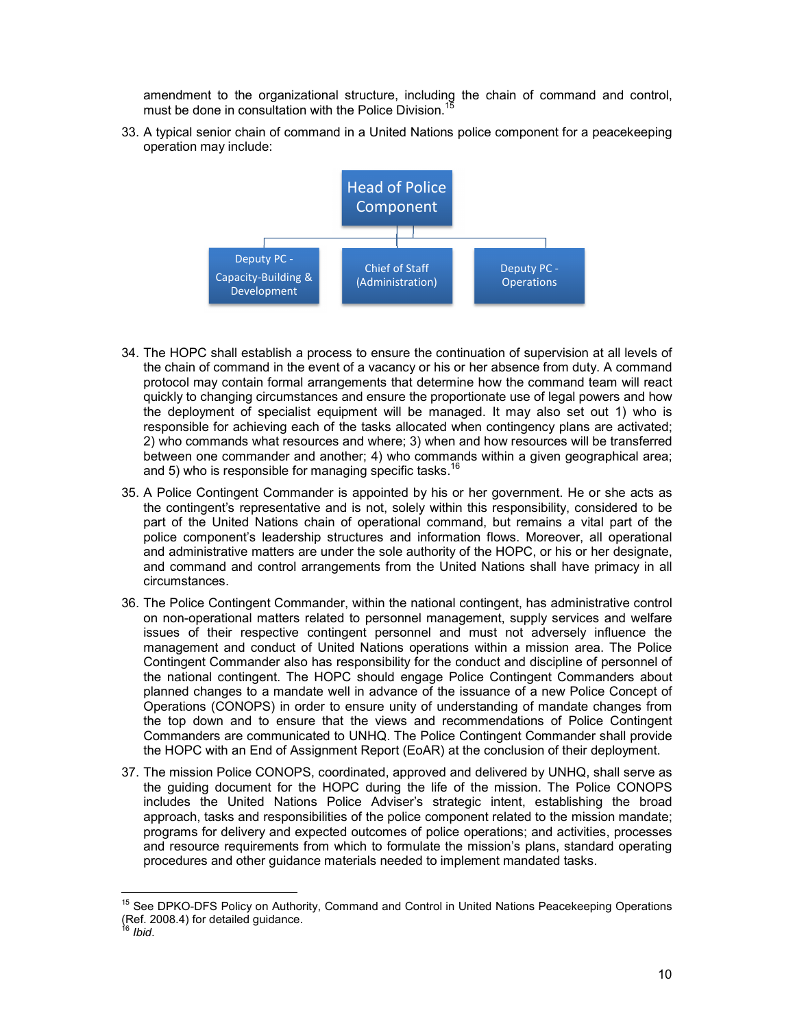amendment to the organizational structure, including the chain of command and control, must be done in consultation with the Police Division.[15]

33. A typical senior chain of command in a United Nations police component for a peacekeeping operation may include:

Head of Police Component

- Deputy PC - Capacity-Building & Development
- Chief of Staff (Administration)
- Deputy PC - Operations

34. The HOPC shall establish a process to ensure the continuation of supervision at all levels of the chain of command in the event of a vacancy or his or her absence from duty. A command protocol may contain formal arrangements that determine how the command team will react quickly to changing circumstances and ensure the proportionate use of legal powers and how the deployment of specialist equipment will be managed. It may also set out 1) who is responsible for achieving each of the tasks allocated when contingency plans are activated; 2) who commands what resources and where; 3) when and how resources will be transferred between one commander and another; 4) who commands within a given geographical area; and 5) who is responsible for managing specific tasks.[16]

35. A Police Contingent Commander is appointed by his or her government. He or she acts as the contingent's representative and is not, solely within this responsibility, considered to be part of the United Nations chain of operational command, but remains a vital part of the police component's leadership structures and information flows. Moreover, all operational and administrative matters are under the sole authority of the HOPC, or his or her designate, and command and control arrangements from the United Nations shall have primacy in all circumstances.

36. The Police Contingent Commander, within the national contingent, has administrative control on non-operational matters related to personnel management, supply services and welfare issues of their respective contingent personnel and must not adversely influence the management and conduct of United Nations operations within a mission area. The Police Contingent Commander also has responsibility for the conduct and discipline of personnel of the national contingent. The HOPC should engage Police Contingent Commanders about planned changes to a mandate well in advance of the issuance of a new Police Concept of Operations (CONOPS) in order to ensure unity of understanding of mandate changes from the top down and to ensure that the views and recommendations of Police Contingent Commanders are communicated to UNHQ. The Police Contingent Commander shall provide the HOPC with an End of Assignment Report (EoAR) at the conclusion of their deployment.

37. The mission Police CONOPS, coordinated, approved and delivered by UNHQ, shall serve as the guiding document for the HOPC during the life of the mission. The Police CONOPS includes the United Nations Police Adviser's strategic intent, establishing the broad approach, tasks and responsibilities of the police component related to the mission mandate; programs for delivery and expected outcomes of police operations; and activities, processes and resource requirements from which to formulate the mission's plans, standard operating procedures and other guidance materials needed to implement mandated tasks.

---

[15] See DPKO-DFS Policy on Authority, Command and Control in United Nations Peacekeeping Operations (Ref. 2008.4) for detailed guidance.

[16] *Ibid.*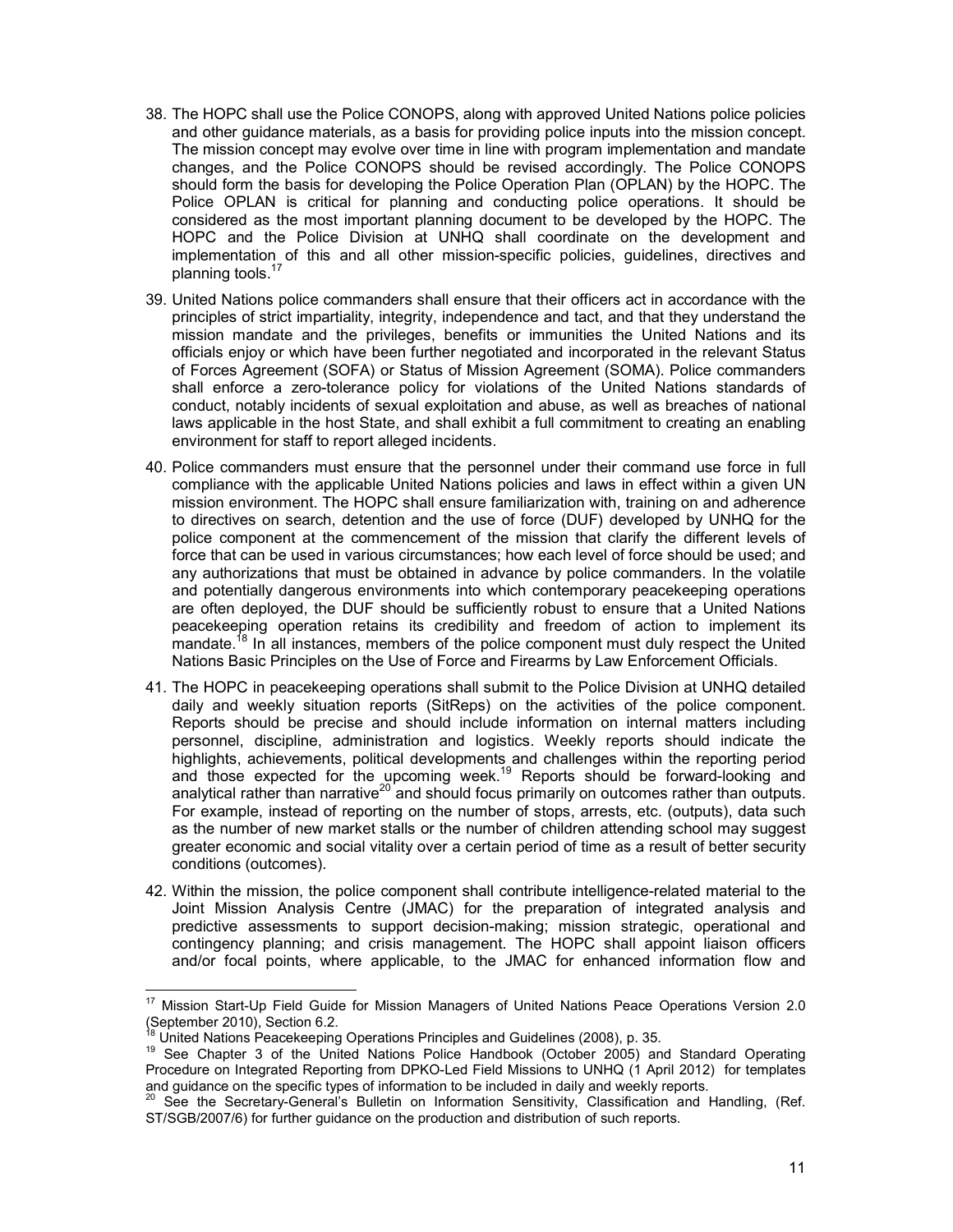38. The HOPC shall use the Police CONOPS, along with approved United Nations police policies and other guidance materials, as a basis for providing police inputs into the mission concept. The mission concept may evolve over time in line with program implementation and mandate changes, and the Police CONOPS should be revised accordingly. The Police CONOPS should form the basis for developing the Police Operation Plan (OPLAN) by the HOPC. The Police OPLAN is critical for planning and conducting police operations. It should be considered as the most important planning document to be developed by the HOPC. The HOPC and the Police Division at UNHQ shall coordinate on the development and implementation of this and all other mission-specific policies, guidelines, directives and planning tools.[17]

39. United Nations police commanders shall ensure that their officers act in accordance with the principles of strict impartiality, integrity, independence and tact, and that they understand the mission mandate and the privileges, benefits or immunities the United Nations and its officials enjoy or which have been further negotiated and incorporated in the relevant Status of Forces Agreement (SOFA) or Status of Mission Agreement (SOMA). Police commanders shall enforce a zero-tolerance policy for violations of the United Nations standards of conduct, notably incidents of sexual exploitation and abuse, as well as breaches of national laws applicable in the host State, and shall exhibit a full commitment to creating an enabling environment for staff to report alleged incidents.

40. Police commanders must ensure that the personnel under their command use force in full compliance with the applicable United Nations policies and laws in effect within a given UN mission environment. The HOPC shall ensure familiarization with, training on and adherence to directives on search, detention and the use of force (DUF) developed by UNHQ for the police component at the commencement of the mission that clarify the different levels of force that can be used in various circumstances; how each level of force should be used; and any authorizations that must be obtained in advance by police commanders. In the volatile and potentially dangerous environments into which contemporary peacekeeping operations are often deployed, the DUF should be sufficiently robust to ensure that a United Nations peacekeeping operation retains its credibility and freedom of action to implement its mandate.[18] In all instances, members of the police component must duly respect the United Nations Basic Principles on the Use of Force and Firearms by Law Enforcement Officials.

41. The HOPC in peacekeeping operations shall submit to the Police Division at UNHQ detailed daily and weekly situation reports (SitReps) on the activities of the police component. Reports should be precise and should include information on internal matters including personnel, discipline, administration and logistics. Weekly reports should indicate the highlights, achievements, political developments and challenges within the reporting period and those expected for the upcoming week.[19] Reports should be forward-looking and analytical rather than narrative[20] and should focus primarily on outcomes rather than outputs. For example, instead of reporting on the number of stops, arrests, etc. (outputs), data such as the number of new market stalls or the number of children attending school may suggest greater economic and social vitality over a certain period of time as a result of better security conditions (outcomes).

42. Within the mission, the police component shall contribute intelligence-related material to the Joint Mission Analysis Centre (JMAC) for the preparation of integrated analysis and predictive assessments to support decision-making; mission strategic, operational and contingency planning; and crisis management. The HOPC shall appoint liaison officers and/or focal points, where applicable, to the JMAC for enhanced information flow and

---

[17] Mission Start-Up Field Guide for Mission Managers of United Nations Peace Operations Version 2.0 (September 2010), Section 6.2.

[18] United Nations Peacekeeping Operations Principles and Guidelines (2008), p. 35.

[19] See Chapter 3 of the United Nations Police Handbook (October 2005) and Standard Operating Procedure on Integrated Reporting from DPKO-Led Field Missions to UNHQ (1 April 2012) for templates and guidance on the specific types of information to be included in daily and weekly reports.

[20] See the Secretary-General's Bulletin on Information Sensitivity, Classification and Handling, (Ref. ST/SGB/2007/6) for further guidance on the production and distribution of such reports.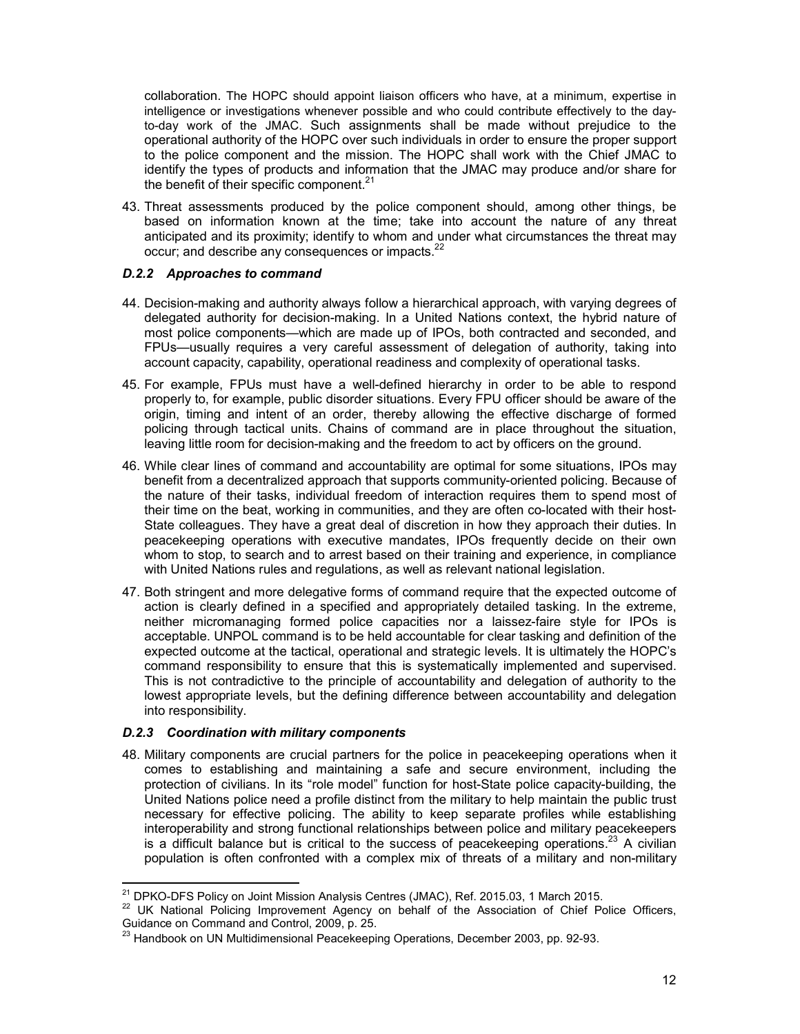collaboration. The HOPC should appoint liaison officers who have, at a minimum, expertise in intelligence or investigations whenever possible and who could contribute effectively to the day-to-day work of the JMAC. Such assignments shall be made without prejudice to the operational authority of the HOPC over such individuals in order to ensure the proper support to the police component and the mission. The HOPC shall work with the Chief JMAC to identify the types of products and information that the JMAC may produce and/or share for the benefit of their specific component.[21]

43. Threat assessments produced by the police component should, among other things, be based on information known at the time; take into account the nature of any threat anticipated and its proximity; identify to whom and under what circumstances the threat may occur; and describe any consequences or impacts.[22]

#### *D.2.2 Approaches to command*

44. Decision-making and authority always follow a hierarchical approach, with varying degrees of delegated authority for decision-making. In a United Nations context, the hybrid nature of most police components—which are made up of IPOs, both contracted and seconded, and FPUs—usually requires a very careful assessment of delegation of authority, taking into account capacity, capability, operational readiness and complexity of operational tasks.

45. For example, FPUs must have a well-defined hierarchy in order to be able to respond properly to, for example, public disorder situations. Every FPU officer should be aware of the origin, timing and intent of an order, thereby allowing the effective discharge of formed policing through tactical units. Chains of command are in place throughout the situation, leaving little room for decision-making and the freedom to act by officers on the ground.

46. While clear lines of command and accountability are optimal for some situations, IPOs may benefit from a decentralized approach that supports community-oriented policing. Because of the nature of their tasks, individual freedom of interaction requires them to spend most of their time on the beat, working in communities, and they are often co-located with their host-State colleagues. They have a great deal of discretion in how they approach their duties. In peacekeeping operations with executive mandates, IPOs frequently decide on their own whom to stop, to search and to arrest based on their training and experience, in compliance with United Nations rules and regulations, as well as relevant national legislation.

47. Both stringent and more delegative forms of command require that the expected outcome of action is clearly defined in a specified and appropriately detailed tasking. In the extreme, neither micromanaging formed police capacities nor a laissez-faire style for IPOs is acceptable. UNPOL command is to be held accountable for clear tasking and definition of the expected outcome at the tactical, operational and strategic levels. It is ultimately the HOPC's command responsibility to ensure that this is systematically implemented and supervised. This is not contradictive to the principle of accountability and delegation of authority to the lowest appropriate levels, but the defining difference between accountability and delegation into responsibility.

#### *D.2.3 Coordination with military components*

48. Military components are crucial partners for the police in peacekeeping operations when it comes to establishing and maintaining a safe and secure environment, including the protection of civilians. In its "role model" function for host-State police capacity-building, the United Nations police need a profile distinct from the military to help maintain the public trust necessary for effective policing. The ability to keep separate profiles while establishing interoperability and strong functional relationships between police and military peacekeepers is a difficult balance but is critical to the success of peacekeeping operations.[23] A civilian population is often confronted with a complex mix of threats of a military and non-military

---

[21] DPKO-DFS Policy on Joint Mission Analysis Centres (JMAC), Ref. 2015.03, 1 March 2015.

[22] UK National Policing Improvement Agency on behalf of the Association of Chief Police Officers, Guidance on Command and Control, 2009, p. 25.

[23] Handbook on UN Multidimensional Peacekeeping Operations, December 2003, pp. 92-93.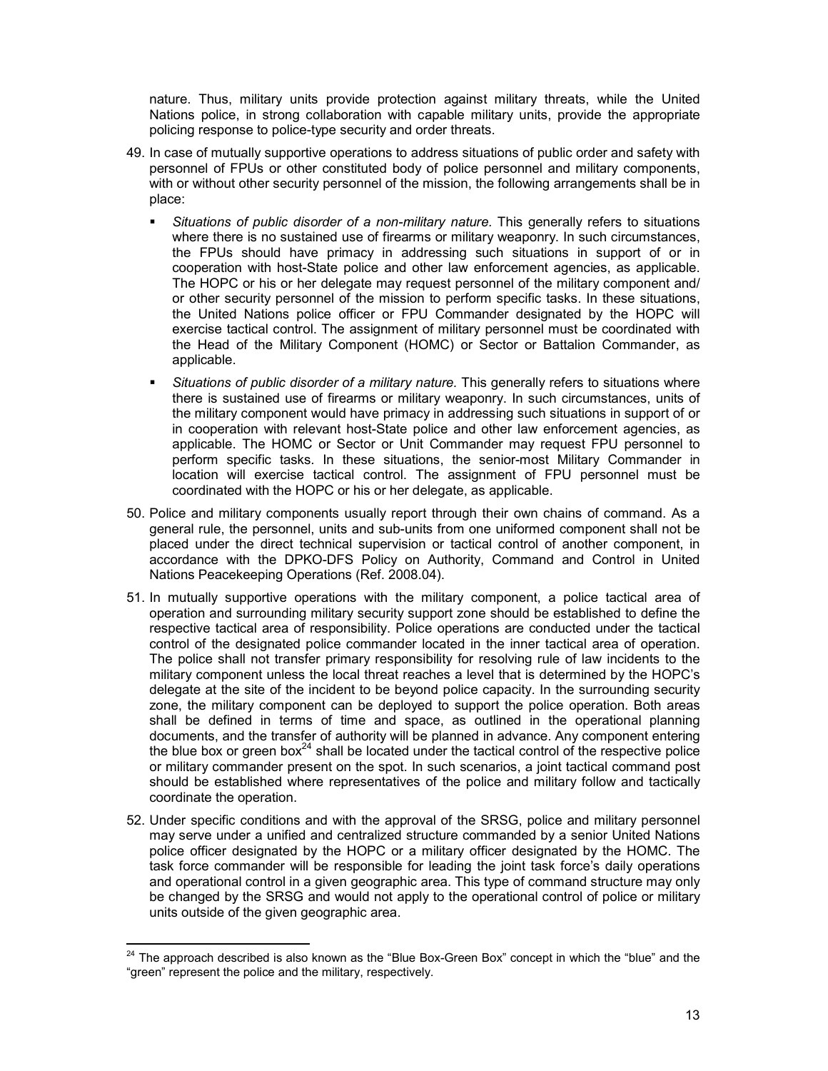nature. Thus, military units provide protection against military threats, while the United Nations police, in strong collaboration with capable military units, provide the appropriate policing response to police-type security and order threats.

49. In case of mutually supportive operations to address situations of public order and safety with personnel of FPUs or other constituted body of police personnel and military components, with or without other security personnel of the mission, the following arrangements shall be in place:

    - *Situations of public disorder of a non-military nature.* This generally refers to situations where there is no sustained use of firearms or military weaponry. In such circumstances, the FPUs should have primacy in addressing such situations in support of or in cooperation with host-State police and other law enforcement agencies, as applicable. The HOPC or his or her delegate may request personnel of the military component and/ or other security personnel of the mission to perform specific tasks. In these situations, the United Nations police officer or FPU Commander designated by the HOPC will exercise tactical control. The assignment of military personnel must be coordinated with the Head of the Military Component (HOMC) or Sector or Battalion Commander, as applicable.
    - *Situations of public disorder of a military nature.* This generally refers to situations where there is sustained use of firearms or military weaponry. In such circumstances, units of the military component would have primacy in addressing such situations in support of or in cooperation with relevant host-State police and other law enforcement agencies, as applicable. The HOMC or Sector or Unit Commander may request FPU personnel to perform specific tasks. In these situations, the senior-most Military Commander in location will exercise tactical control. The assignment of FPU personnel must be coordinated with the HOPC or his or her delegate, as applicable.

50. Police and military components usually report through their own chains of command. As a general rule, the personnel, units and sub-units from one uniformed component shall not be placed under the direct technical supervision or tactical control of another component, in accordance with the DPKO-DFS Policy on Authority, Command and Control in United Nations Peacekeeping Operations (Ref. 2008.04).

51. In mutually supportive operations with the military component, a police tactical area of operation and surrounding military security support zone should be established to define the respective tactical area of responsibility. Police operations are conducted under the tactical control of the designated police commander located in the inner tactical area of operation. The police shall not transfer primary responsibility for resolving rule of law incidents to the military component unless the local threat reaches a level that is determined by the HOPC's delegate at the site of the incident to be beyond police capacity. In the surrounding security zone, the military component can be deployed to support the police operation. Both areas shall be defined in terms of time and space, as outlined in the operational planning documents, and the transfer of authority will be planned in advance. Any component entering the blue box or green box[24] shall be located under the tactical control of the respective police or military commander present on the spot. In such scenarios, a joint tactical command post should be established where representatives of the police and military follow and tactically coordinate the operation.

52. Under specific conditions and with the approval of the SRSG, police and military personnel may serve under a unified and centralized structure commanded by a senior United Nations police officer designated by the HOPC or a military officer designated by the HOMC. The task force commander will be responsible for leading the joint task force's daily operations and operational control in a given geographic area. This type of command structure may only be changed by the SRSG and would not apply to the operational control of police or military units outside of the given geographic area.

---

[24] The approach described is also known as the "Blue Box-Green Box" concept in which the "blue" and the "green" represent the police and the military, respectively.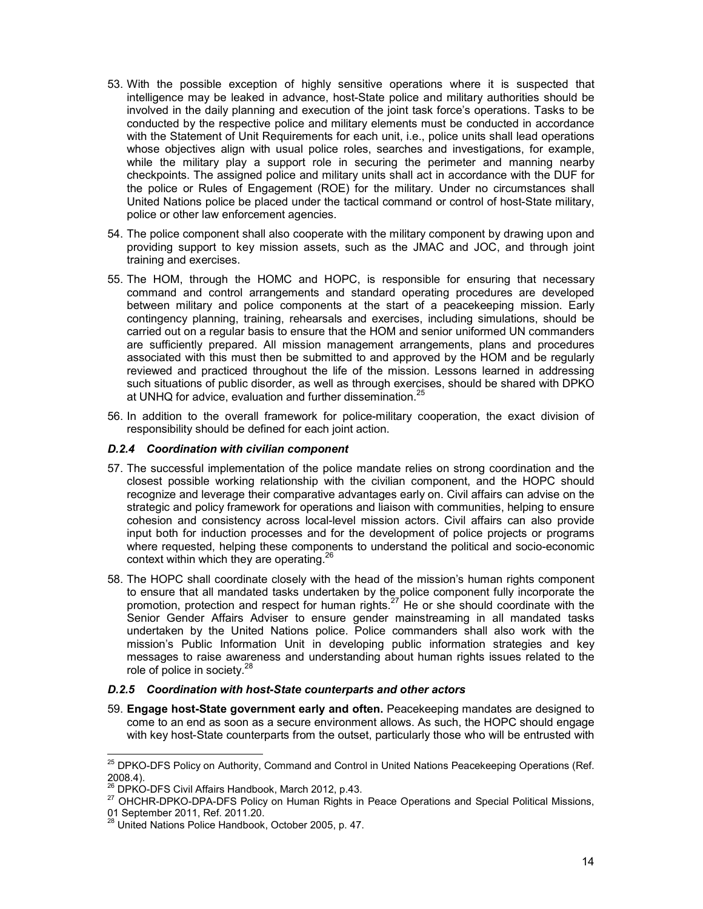53. With the possible exception of highly sensitive operations where it is suspected that intelligence may be leaked in advance, host-State police and military authorities should be involved in the daily planning and execution of the joint task force's operations. Tasks to be conducted by the respective police and military elements must be conducted in accordance with the Statement of Unit Requirements for each unit, i.e., police units shall lead operations whose objectives align with usual police roles, searches and investigations, for example, while the military play a support role in securing the perimeter and manning nearby checkpoints. The assigned police and military units shall act in accordance with the DUF for the police or Rules of Engagement (ROE) for the military. Under no circumstances shall United Nations police be placed under the tactical command or control of host-State military, police or other law enforcement agencies.

54. The police component shall also cooperate with the military component by drawing upon and providing support to key mission assets, such as the JMAC and JOC, and through joint training and exercises.

55. The HOM, through the HOMC and HOPC, is responsible for ensuring that necessary command and control arrangements and standard operating procedures are developed between military and police components at the start of a peacekeeping mission. Early contingency planning, training, rehearsals and exercises, including simulations, should be carried out on a regular basis to ensure that the HOM and senior uniformed UN commanders are sufficiently prepared. All mission management arrangements, plans and procedures associated with this must then be submitted to and approved by the HOM and be regularly reviewed and practiced throughout the life of the mission. Lessons learned in addressing such situations of public disorder, as well as through exercises, should be shared with DPKO at UNHQ for advice, evaluation and further dissemination.[25]

56. In addition to the overall framework for police-military cooperation, the exact division of responsibility should be defined for each joint action.

### *D.2.4 Coordination with civilian component*

57. The successful implementation of the police mandate relies on strong coordination and the closest possible working relationship with the civilian component, and the HOPC should recognize and leverage their comparative advantages early on. Civil affairs can advise on the strategic and policy framework for operations and liaison with communities, helping to ensure cohesion and consistency across local-level mission actors. Civil affairs can also provide input both for induction processes and for the development of police projects or programs where requested, helping these components to understand the political and socio-economic context within which they are operating.[26]

58. The HOPC shall coordinate closely with the head of the mission's human rights component to ensure that all mandated tasks undertaken by the police component fully incorporate the promotion, protection and respect for human rights.[27] He or she should coordinate with the Senior Gender Affairs Adviser to ensure gender mainstreaming in all mandated tasks undertaken by the United Nations police. Police commanders shall also work with the mission's Public Information Unit in developing public information strategies and key messages to raise awareness and understanding about human rights issues related to the role of police in society.[28]

### *D.2.5 Coordination with host-State counterparts and other actors*

59. **Engage host-State government early and often.** Peacekeeping mandates are designed to come to an end as soon as a secure environment allows. As such, the HOPC should engage with key host-State counterparts from the outset, particularly those who will be entrusted with

---

[25] DPKO-DFS Policy on Authority, Command and Control in United Nations Peacekeeping Operations (Ref. 2008.4).

[26] DPKO-DFS Civil Affairs Handbook, March 2012, p.43.

[27] OHCHR-DPKO-DPA-DFS Policy on Human Rights in Peace Operations and Special Political Missions, 01 September 2011, Ref. 2011.20.

[28] United Nations Police Handbook, October 2005, p. 47.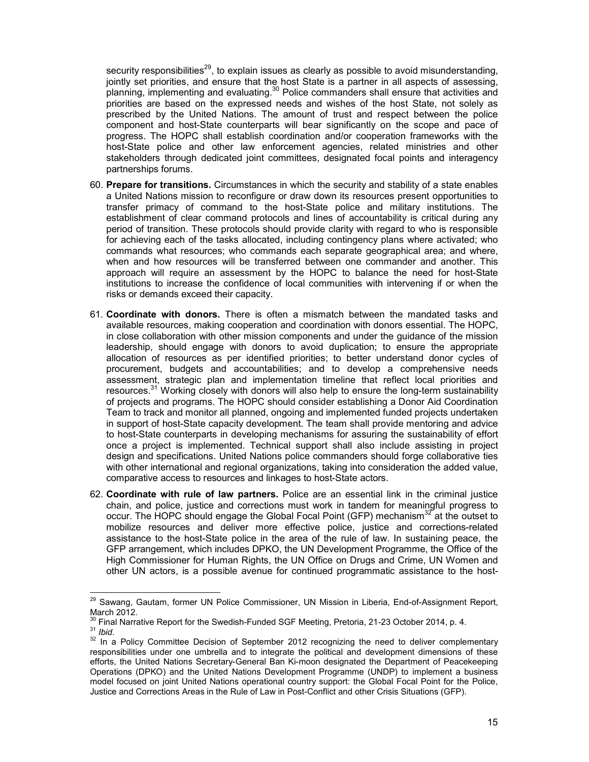security responsibilities[29], to explain issues as clearly as possible to avoid misunderstanding, jointly set priorities, and ensure that the host State is a partner in all aspects of assessing, planning, implementing and evaluating.[30] Police commanders shall ensure that activities and priorities are based on the expressed needs and wishes of the host State, not solely as prescribed by the United Nations. The amount of trust and respect between the police component and host-State counterparts will bear significantly on the scope and pace of progress. The HOPC shall establish coordination and/or cooperation frameworks with the host-State police and other law enforcement agencies, related ministries and other stakeholders through dedicated joint committees, designated focal points and interagency partnerships forums.

60. **Prepare for transitions.** Circumstances in which the security and stability of a state enables a United Nations mission to reconfigure or draw down its resources present opportunities to transfer primacy of command to the host-State police and military institutions. The establishment of clear command protocols and lines of accountability is critical during any period of transition. These protocols should provide clarity with regard to who is responsible for achieving each of the tasks allocated, including contingency plans where activated; who commands what resources; who commands each separate geographical area; and where, when and how resources will be transferred between one commander and another. This approach will require an assessment by the HOPC to balance the need for host-State institutions to increase the confidence of local communities with intervening if or when the risks or demands exceed their capacity.

61. **Coordinate with donors.** There is often a mismatch between the mandated tasks and available resources, making cooperation and coordination with donors essential. The HOPC, in close collaboration with other mission components and under the guidance of the mission leadership, should engage with donors to avoid duplication; to ensure the appropriate allocation of resources as per identified priorities; to better understand donor cycles of procurement, budgets and accountabilities; and to develop a comprehensive needs assessment, strategic plan and implementation timeline that reflect local priorities and resources.[31] Working closely with donors will also help to ensure the long-term sustainability of projects and programs. The HOPC should consider establishing a Donor Aid Coordination Team to track and monitor all planned, ongoing and implemented funded projects undertaken in support of host-State capacity development. The team shall provide mentoring and advice to host-State counterparts in developing mechanisms for assuring the sustainability of effort once a project is implemented. Technical support shall also include assisting in project design and specifications. United Nations police commanders should forge collaborative ties with other international and regional organizations, taking into consideration the added value, comparative access to resources and linkages to host-State actors.

62. **Coordinate with rule of law partners.** Police are an essential link in the criminal justice chain, and police, justice and corrections must work in tandem for meaningful progress to occur. The HOPC should engage the Global Focal Point (GFP) mechanism[32] at the outset to mobilize resources and deliver more effective police, justice and corrections-related assistance to the host-State police in the area of the rule of law. In sustaining peace, the GFP arrangement, which includes DPKO, the UN Development Programme, the Office of the High Commissioner for Human Rights, the UN Office on Drugs and Crime, UN Women and other UN actors, is a possible avenue for continued programmatic assistance to the host-

---

[29] Sawang, Gautam, former UN Police Commissioner, UN Mission in Liberia, End-of-Assignment Report, March 2012.

[30] Final Narrative Report for the Swedish-Funded SGF Meeting, Pretoria, 21-23 October 2014, p. 4.

[31] *Ibid*.

[32] In a Policy Committee Decision of September 2012 recognizing the need to deliver complementary responsibilities under one umbrella and to integrate the political and development dimensions of these efforts, the United Nations Secretary-General Ban Ki-moon designated the Department of Peacekeeping Operations (DPKO) and the United Nations Development Programme (UNDP) to implement a business model focused on joint United Nations operational country support: the Global Focal Point for the Police, Justice and Corrections Areas in the Rule of Law in Post-Conflict and other Crisis Situations (GFP).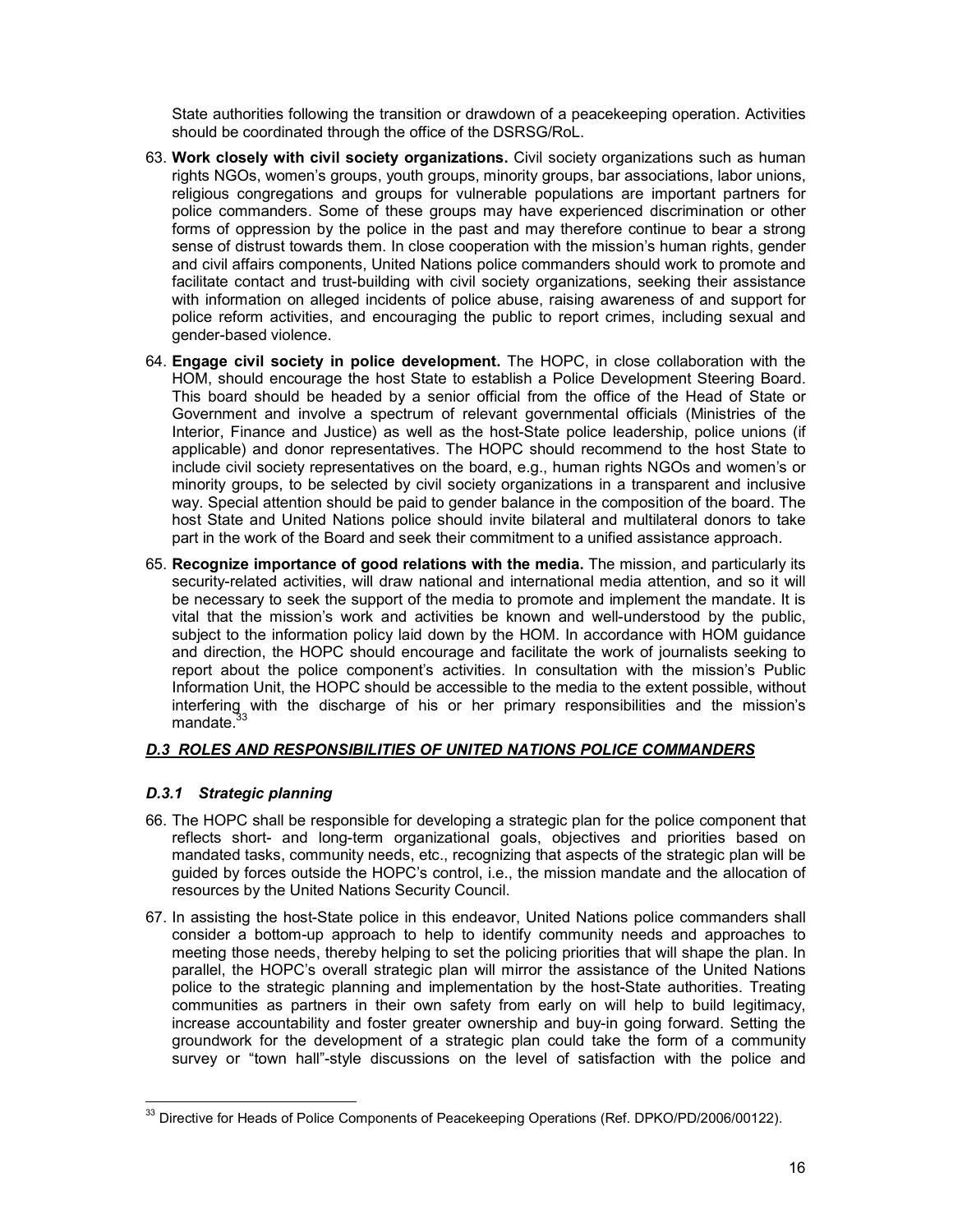State authorities following the transition or drawdown of a peacekeeping operation. Activities should be coordinated through the office of the DSRSG/RoL.

63. **Work closely with civil society organizations.** Civil society organizations such as human rights NGOs, women's groups, youth groups, minority groups, bar associations, labor unions, religious congregations and groups for vulnerable populations are important partners for police commanders. Some of these groups may have experienced discrimination or other forms of oppression by the police in the past and may therefore continue to bear a strong sense of distrust towards them. In close cooperation with the mission's human rights, gender and civil affairs components, United Nations police commanders should work to promote and facilitate contact and trust-building with civil society organizations, seeking their assistance with information on alleged incidents of police abuse, raising awareness of and support for police reform activities, and encouraging the public to report crimes, including sexual and gender-based violence.

64. **Engage civil society in police development.** The HOPC, in close collaboration with the HOM, should encourage the host State to establish a Police Development Steering Board. This board should be headed by a senior official from the office of the Head of State or Government and involve a spectrum of relevant governmental officials (Ministries of the Interior, Finance and Justice) as well as the host-State police leadership, police unions (if applicable) and donor representatives. The HOPC should recommend to the host State to include civil society representatives on the board, e.g., human rights NGOs and women's or minority groups, to be selected by civil society organizations in a transparent and inclusive way. Special attention should be paid to gender balance in the composition of the board. The host State and United Nations police should invite bilateral and multilateral donors to take part in the work of the Board and seek their commitment to a unified assistance approach.

65. **Recognize importance of good relations with the media.** The mission, and particularly its security-related activities, will draw national and international media attention, and so it will be necessary to seek the support of the media to promote and implement the mandate. It is vital that the mission's work and activities be known and well-understood by the public, subject to the information policy laid down by the HOM. In accordance with HOM guidance and direction, the HOPC should encourage and facilitate the work of journalists seeking to report about the police component's activities. In consultation with the mission's Public Information Unit, the HOPC should be accessible to the media to the extent possible, without interfering with the discharge of his or her primary responsibilities and the mission's mandate.[33]

## ***D.3 ROLES AND RESPONSIBILITIES OF UNITED NATIONS POLICE COMMANDERS***

### *D.3.1 Strategic planning*

66. The HOPC shall be responsible for developing a strategic plan for the police component that reflects short- and long-term organizational goals, objectives and priorities based on mandated tasks, community needs, etc., recognizing that aspects of the strategic plan will be guided by forces outside the HOPC's control, i.e., the mission mandate and the allocation of resources by the United Nations Security Council.

67. In assisting the host-State police in this endeavor, United Nations police commanders shall consider a bottom-up approach to help to identify community needs and approaches to meeting those needs, thereby helping to set the policing priorities that will shape the plan. In parallel, the HOPC's overall strategic plan will mirror the assistance of the United Nations police to the strategic planning and implementation by the host-State authorities. Treating communities as partners in their own safety from early on will help to build legitimacy, increase accountability and foster greater ownership and buy-in going forward. Setting the groundwork for the development of a strategic plan could take the form of a community survey or "town hall"-style discussions on the level of satisfaction with the police and

---

[33] Directive for Heads of Police Components of Peacekeeping Operations (Ref. DPKO/PD/2006/00122).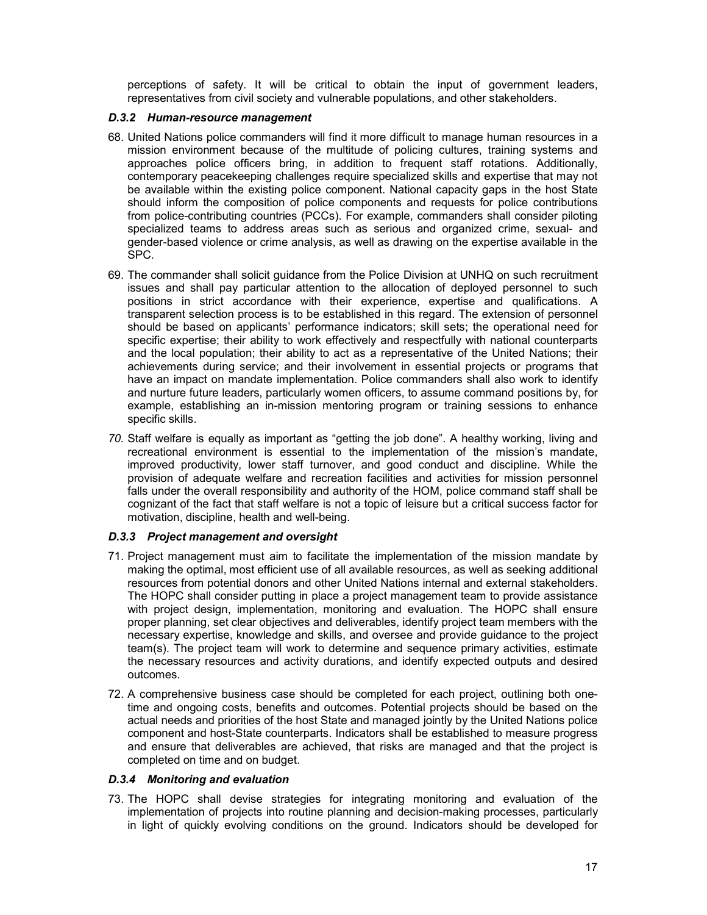perceptions of safety. It will be critical to obtain the input of government leaders, representatives from civil society and vulnerable populations, and other stakeholders.

#### *D.3.2 Human-resource management*

68. United Nations police commanders will find it more difficult to manage human resources in a mission environment because of the multitude of policing cultures, training systems and approaches police officers bring, in addition to frequent staff rotations. Additionally, contemporary peacekeeping challenges require specialized skills and expertise that may not be available within the existing police component. National capacity gaps in the host State should inform the composition of police components and requests for police contributions from police-contributing countries (PCCs). For example, commanders shall consider piloting specialized teams to address areas such as serious and organized crime, sexual- and gender-based violence or crime analysis, as well as drawing on the expertise available in the SPC.

69. The commander shall solicit guidance from the Police Division at UNHQ on such recruitment issues and shall pay particular attention to the allocation of deployed personnel to such positions in strict accordance with their experience, expertise and qualifications. A transparent selection process is to be established in this regard. The extension of personnel should be based on applicants' performance indicators; skill sets; the operational need for specific expertise; their ability to work effectively and respectfully with national counterparts and the local population; their ability to act as a representative of the United Nations; their achievements during service; and their involvement in essential projects or programs that have an impact on mandate implementation. Police commanders shall also work to identify and nurture future leaders, particularly women officers, to assume command positions by, for example, establishing an in-mission mentoring program or training sessions to enhance specific skills.

*70.* Staff welfare is equally as important as "getting the job done". A healthy working, living and recreational environment is essential to the implementation of the mission's mandate, improved productivity, lower staff turnover, and good conduct and discipline. While the provision of adequate welfare and recreation facilities and activities for mission personnel falls under the overall responsibility and authority of the HOM, police command staff shall be cognizant of the fact that staff welfare is not a topic of leisure but a critical success factor for motivation, discipline, health and well-being.

#### *D.3.3 Project management and oversight*

71. Project management must aim to facilitate the implementation of the mission mandate by making the optimal, most efficient use of all available resources, as well as seeking additional resources from potential donors and other United Nations internal and external stakeholders. The HOPC shall consider putting in place a project management team to provide assistance with project design, implementation, monitoring and evaluation. The HOPC shall ensure proper planning, set clear objectives and deliverables, identify project team members with the necessary expertise, knowledge and skills, and oversee and provide guidance to the project team(s). The project team will work to determine and sequence primary activities, estimate the necessary resources and activity durations, and identify expected outputs and desired outcomes.

72. A comprehensive business case should be completed for each project, outlining both one-time and ongoing costs, benefits and outcomes. Potential projects should be based on the actual needs and priorities of the host State and managed jointly by the United Nations police component and host-State counterparts. Indicators shall be established to measure progress and ensure that deliverables are achieved, that risks are managed and that the project is completed on time and on budget.

#### *D.3.4 Monitoring and evaluation*

73. The HOPC shall devise strategies for integrating monitoring and evaluation of the implementation of projects into routine planning and decision-making processes, particularly in light of quickly evolving conditions on the ground. Indicators should be developed for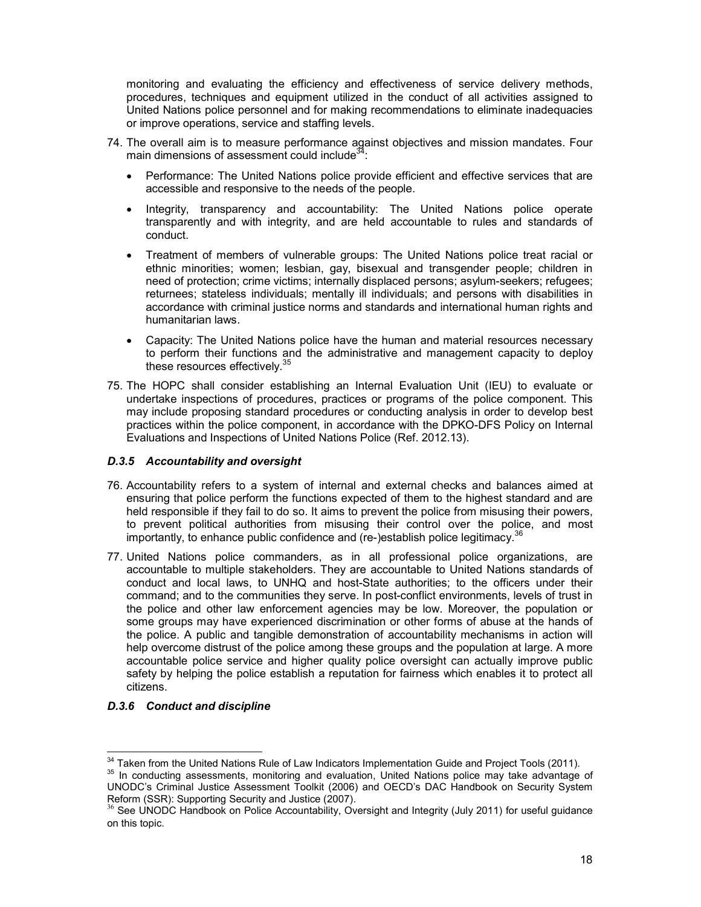monitoring and evaluating the efficiency and effectiveness of service delivery methods, procedures, techniques and equipment utilized in the conduct of all activities assigned to United Nations police personnel and for making recommendations to eliminate inadequacies or improve operations, service and staffing levels.

74. The overall aim is to measure performance against objectives and mission mandates. Four main dimensions of assessment could include[34]:

   - Performance: The United Nations police provide efficient and effective services that are accessible and responsive to the needs of the people.
   - Integrity, transparency and accountability: The United Nations police operate transparently and with integrity, and are held accountable to rules and standards of conduct.
   - Treatment of members of vulnerable groups: The United Nations police treat racial or ethnic minorities; women; lesbian, gay, bisexual and transgender people; children in need of protection; crime victims; internally displaced persons; asylum-seekers; refugees; returnees; stateless individuals; mentally ill individuals; and persons with disabilities in accordance with criminal justice norms and standards and international human rights and humanitarian laws.
   - Capacity: The United Nations police have the human and material resources necessary to perform their functions and the administrative and management capacity to deploy these resources effectively.[35]

75. The HOPC shall consider establishing an Internal Evaluation Unit (IEU) to evaluate or undertake inspections of procedures, practices or programs of the police component. This may include proposing standard procedures or conducting analysis in order to develop best practices within the police component, in accordance with the DPKO-DFS Policy on Internal Evaluations and Inspections of United Nations Police (Ref. 2012.13).

### *D.3.5 Accountability and oversight*

76. Accountability refers to a system of internal and external checks and balances aimed at ensuring that police perform the functions expected of them to the highest standard and are held responsible if they fail to do so. It aims to prevent the police from misusing their powers, to prevent political authorities from misusing their control over the police, and most importantly, to enhance public confidence and (re-)establish police legitimacy.[36]

77. United Nations police commanders, as in all professional police organizations, are accountable to multiple stakeholders. They are accountable to United Nations standards of conduct and local laws, to UNHQ and host-State authorities; to the officers under their command; and to the communities they serve. In post-conflict environments, levels of trust in the police and other law enforcement agencies may be low. Moreover, the population or some groups may have experienced discrimination or other forms of abuse at the hands of the police. A public and tangible demonstration of accountability mechanisms in action will help overcome distrust of the police among these groups and the population at large. A more accountable police service and higher quality police oversight can actually improve public safety by helping the police establish a reputation for fairness which enables it to protect all citizens.

### *D.3.6 Conduct and discipline*

---

[34] Taken from the United Nations Rule of Law Indicators Implementation Guide and Project Tools (2011).

[35] In conducting assessments, monitoring and evaluation, United Nations police may take advantage of UNODC's Criminal Justice Assessment Toolkit (2006) and OECD's DAC Handbook on Security System Reform (SSR): Supporting Security and Justice (2007).

[36] See UNODC Handbook on Police Accountability, Oversight and Integrity (July 2011) for useful guidance on this topic.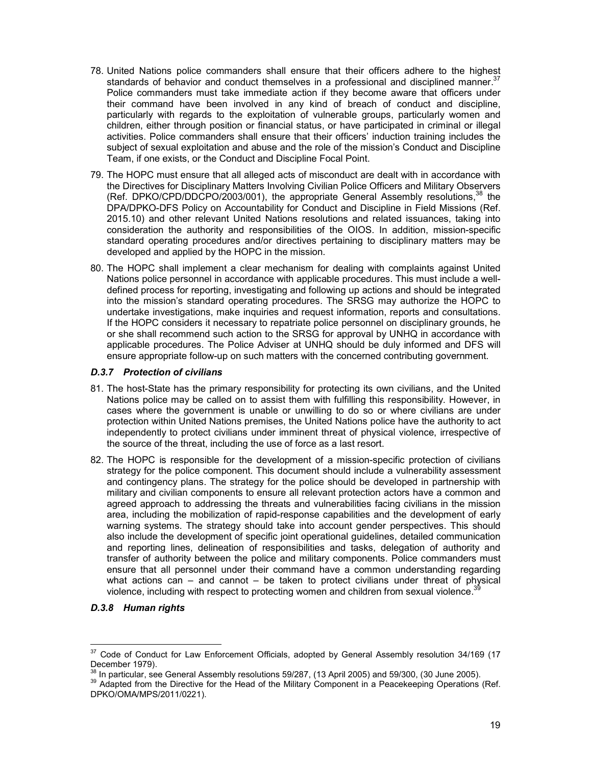78. United Nations police commanders shall ensure that their officers adhere to the highest standards of behavior and conduct themselves in a professional and disciplined manner.[37] Police commanders must take immediate action if they become aware that officers under their command have been involved in any kind of breach of conduct and discipline, particularly with regards to the exploitation of vulnerable groups, particularly women and children, either through position or financial status, or have participated in criminal or illegal activities. Police commanders shall ensure that their officers' induction training includes the subject of sexual exploitation and abuse and the role of the mission's Conduct and Discipline Team, if one exists, or the Conduct and Discipline Focal Point.

79. The HOPC must ensure that all alleged acts of misconduct are dealt with in accordance with the Directives for Disciplinary Matters Involving Civilian Police Officers and Military Observers (Ref. DPKO/CPD/DDCPO/2003/001), the appropriate General Assembly resolutions,[38] the DPA/DPKO-DFS Policy on Accountability for Conduct and Discipline in Field Missions (Ref. 2015.10) and other relevant United Nations resolutions and related issuances, taking into consideration the authority and responsibilities of the OIOS. In addition, mission-specific standard operating procedures and/or directives pertaining to disciplinary matters may be developed and applied by the HOPC in the mission.

80. The HOPC shall implement a clear mechanism for dealing with complaints against United Nations police personnel in accordance with applicable procedures. This must include a well-defined process for reporting, investigating and following up actions and should be integrated into the mission's standard operating procedures. The SRSG may authorize the HOPC to undertake investigations, make inquiries and request information, reports and consultations. If the HOPC considers it necessary to repatriate police personnel on disciplinary grounds, he or she shall recommend such action to the SRSG for approval by UNHQ in accordance with applicable procedures. The Police Adviser at UNHQ should be duly informed and DFS will ensure appropriate follow-up on such matters with the concerned contributing government.

#### *D.3.7 Protection of civilians*

81. The host-State has the primary responsibility for protecting its own civilians, and the United Nations police may be called on to assist them with fulfilling this responsibility. However, in cases where the government is unable or unwilling to do so or where civilians are under protection within United Nations premises, the United Nations police have the authority to act independently to protect civilians under imminent threat of physical violence, irrespective of the source of the threat, including the use of force as a last resort.

82. The HOPC is responsible for the development of a mission-specific protection of civilians strategy for the police component. This document should include a vulnerability assessment and contingency plans. The strategy for the police should be developed in partnership with military and civilian components to ensure all relevant protection actors have a common and agreed approach to addressing the threats and vulnerabilities facing civilians in the mission area, including the mobilization of rapid-response capabilities and the development of early warning systems. The strategy should take into account gender perspectives. This should also include the development of specific joint operational guidelines, detailed communication and reporting lines, delineation of responsibilities and tasks, delegation of authority and transfer of authority between the police and military components. Police commanders must ensure that all personnel under their command have a common understanding regarding what actions can – and cannot – be taken to protect civilians under threat of physical violence, including with respect to protecting women and children from sexual violence.[39]

#### *D.3.8 Human rights*

---

[37] Code of Conduct for Law Enforcement Officials, adopted by General Assembly resolution 34/169 (17 December 1979).

[38] In particular, see General Assembly resolutions 59/287, (13 April 2005) and 59/300, (30 June 2005).

[39] Adapted from the Directive for the Head of the Military Component in a Peacekeeping Operations (Ref. DPKO/OMA/MPS/2011/0221).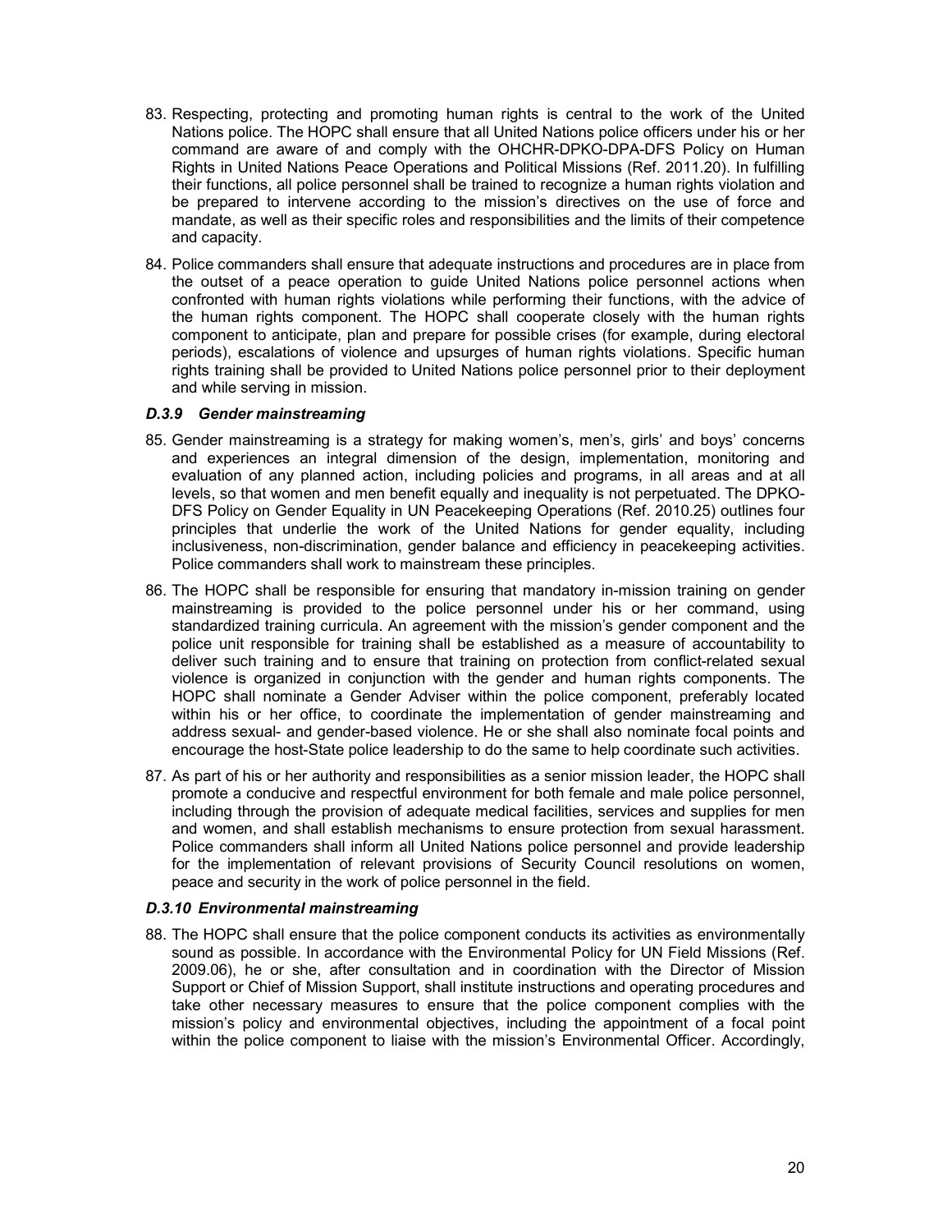83. Respecting, protecting and promoting human rights is central to the work of the United Nations police. The HOPC shall ensure that all United Nations police officers under his or her command are aware of and comply with the OHCHR-DPKO-DPA-DFS Policy on Human Rights in United Nations Peace Operations and Political Missions (Ref. 2011.20). In fulfilling their functions, all police personnel shall be trained to recognize a human rights violation and be prepared to intervene according to the mission's directives on the use of force and mandate, as well as their specific roles and responsibilities and the limits of their competence and capacity.

84. Police commanders shall ensure that adequate instructions and procedures are in place from the outset of a peace operation to guide United Nations police personnel actions when confronted with human rights violations while performing their functions, with the advice of the human rights component. The HOPC shall cooperate closely with the human rights component to anticipate, plan and prepare for possible crises (for example, during electoral periods), escalations of violence and upsurges of human rights violations. Specific human rights training shall be provided to United Nations police personnel prior to their deployment and while serving in mission.

#### *D.3.9 Gender mainstreaming*

85. Gender mainstreaming is a strategy for making women's, men's, girls' and boys' concerns and experiences an integral dimension of the design, implementation, monitoring and evaluation of any planned action, including policies and programs, in all areas and at all levels, so that women and men benefit equally and inequality is not perpetuated. The DPKO-DFS Policy on Gender Equality in UN Peacekeeping Operations (Ref. 2010.25) outlines four principles that underlie the work of the United Nations for gender equality, including inclusiveness, non-discrimination, gender balance and efficiency in peacekeeping activities. Police commanders shall work to mainstream these principles.

86. The HOPC shall be responsible for ensuring that mandatory in-mission training on gender mainstreaming is provided to the police personnel under his or her command, using standardized training curricula. An agreement with the mission's gender component and the police unit responsible for training shall be established as a measure of accountability to deliver such training and to ensure that training on protection from conflict-related sexual violence is organized in conjunction with the gender and human rights components. The HOPC shall nominate a Gender Adviser within the police component, preferably located within his or her office, to coordinate the implementation of gender mainstreaming and address sexual- and gender-based violence. He or she shall also nominate focal points and encourage the host-State police leadership to do the same to help coordinate such activities.

87. As part of his or her authority and responsibilities as a senior mission leader, the HOPC shall promote a conducive and respectful environment for both female and male police personnel, including through the provision of adequate medical facilities, services and supplies for men and women, and shall establish mechanisms to ensure protection from sexual harassment. Police commanders shall inform all United Nations police personnel and provide leadership for the implementation of relevant provisions of Security Council resolutions on women, peace and security in the work of police personnel in the field.

#### *D.3.10 Environmental mainstreaming*

88. The HOPC shall ensure that the police component conducts its activities as environmentally sound as possible. In accordance with the Environmental Policy for UN Field Missions (Ref. 2009.06), he or she, after consultation and in coordination with the Director of Mission Support or Chief of Mission Support, shall institute instructions and operating procedures and take other necessary measures to ensure that the police component complies with the mission's policy and environmental objectives, including the appointment of a focal point within the police component to liaise with the mission's Environmental Officer. Accordingly,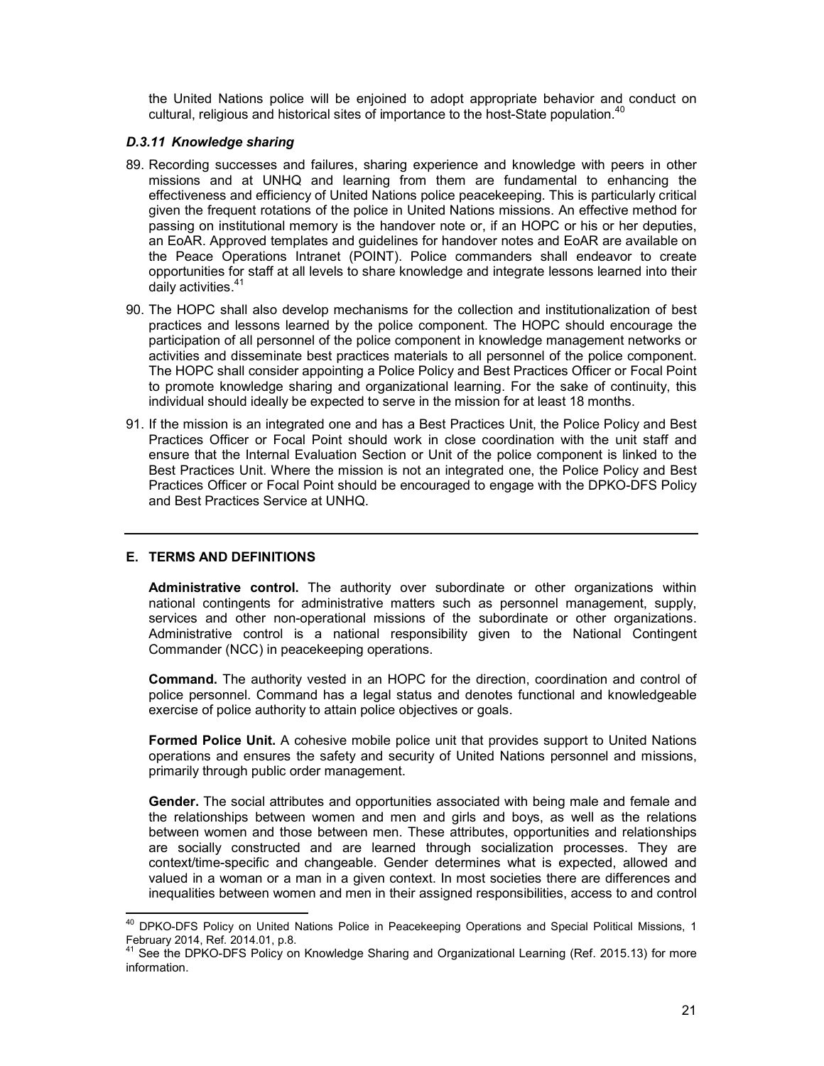the United Nations police will be enjoined to adopt appropriate behavior and conduct on cultural, religious and historical sites of importance to the host-State population.[40]

#### *D.3.11 Knowledge sharing*

89. Recording successes and failures, sharing experience and knowledge with peers in other missions and at UNHQ and learning from them are fundamental to enhancing the effectiveness and efficiency of United Nations police peacekeeping. This is particularly critical given the frequent rotations of the police in United Nations missions. An effective method for passing on institutional memory is the handover note or, if an HOPC or his or her deputies, an EoAR. Approved templates and guidelines for handover notes and EoAR are available on the Peace Operations Intranet (POINT). Police commanders shall endeavor to create opportunities for staff at all levels to share knowledge and integrate lessons learned into their daily activities.[41]

90. The HOPC shall also develop mechanisms for the collection and institutionalization of best practices and lessons learned by the police component. The HOPC should encourage the participation of all personnel of the police component in knowledge management networks or activities and disseminate best practices materials to all personnel of the police component. The HOPC shall consider appointing a Police Policy and Best Practices Officer or Focal Point to promote knowledge sharing and organizational learning. For the sake of continuity, this individual should ideally be expected to serve in the mission for at least 18 months.

91. If the mission is an integrated one and has a Best Practices Unit, the Police Policy and Best Practices Officer or Focal Point should work in close coordination with the unit staff and ensure that the Internal Evaluation Section or Unit of the police component is linked to the Best Practices Unit. Where the mission is not an integrated one, the Police Policy and Best Practices Officer or Focal Point should be encouraged to engage with the DPKO-DFS Policy and Best Practices Service at UNHQ.

---

## E. TERMS AND DEFINITIONS

**Administrative control.** The authority over subordinate or other organizations within national contingents for administrative matters such as personnel management, supply, services and other non-operational missions of the subordinate or other organizations. Administrative control is a national responsibility given to the National Contingent Commander (NCC) in peacekeeping operations.

**Command.** The authority vested in an HOPC for the direction, coordination and control of police personnel. Command has a legal status and denotes functional and knowledgeable exercise of police authority to attain police objectives or goals.

**Formed Police Unit.** A cohesive mobile police unit that provides support to United Nations operations and ensures the safety and security of United Nations personnel and missions, primarily through public order management.

**Gender.** The social attributes and opportunities associated with being male and female and the relationships between women and men and girls and boys, as well as the relations between women and those between men. These attributes, opportunities and relationships are socially constructed and are learned through socialization processes. They are context/time-specific and changeable. Gender determines what is expected, allowed and valued in a woman or a man in a given context. In most societies there are differences and inequalities between women and men in their assigned responsibilities, access to and control

---

[40] DPKO-DFS Policy on United Nations Police in Peacekeeping Operations and Special Political Missions, 1 February 2014, Ref. 2014.01, p.8.

[41] See the DPKO-DFS Policy on Knowledge Sharing and Organizational Learning (Ref. 2015.13) for more information.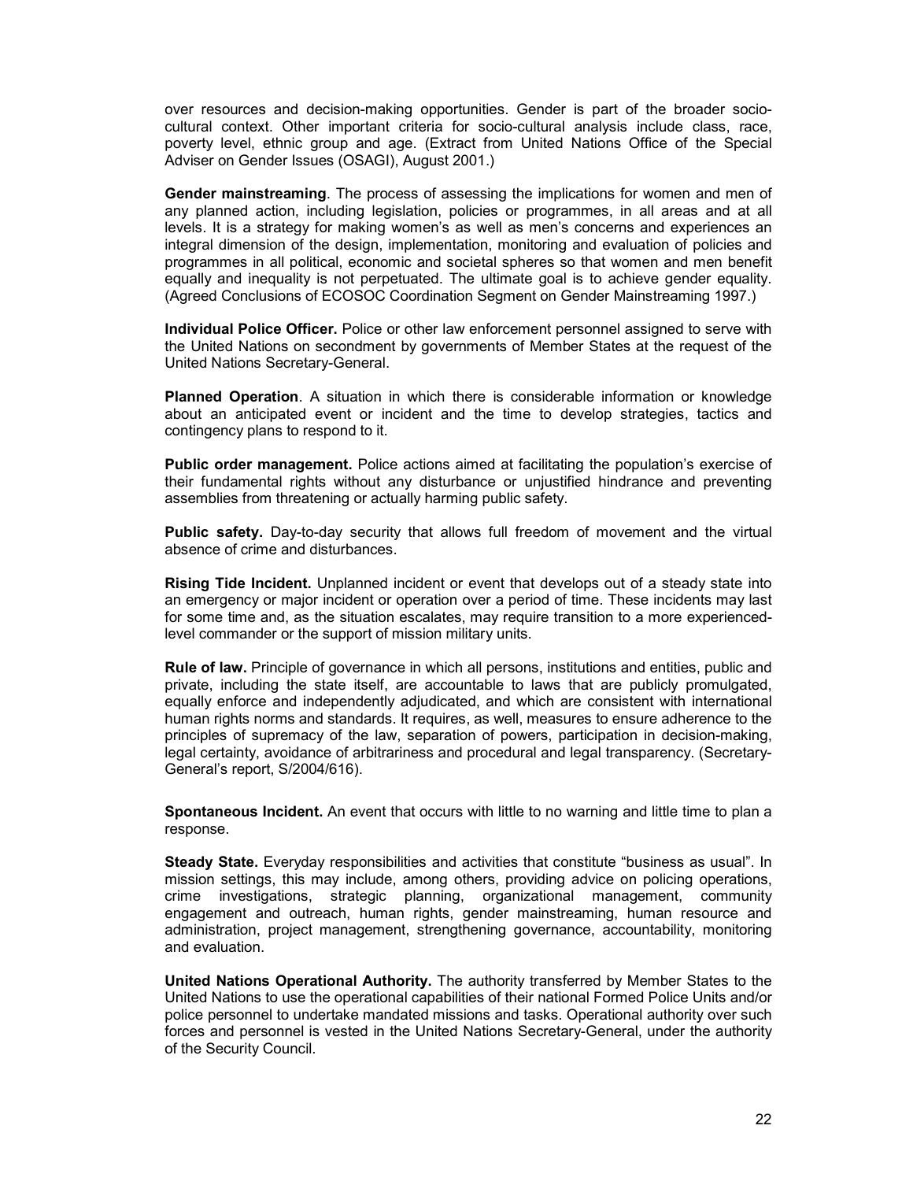over resources and decision-making opportunities. Gender is part of the broader socio-cultural context. Other important criteria for socio-cultural analysis include class, race, poverty level, ethnic group and age. (Extract from United Nations Office of the Special Adviser on Gender Issues (OSAGI), August 2001.)

**Gender mainstreaming**. The process of assessing the implications for women and men of any planned action, including legislation, policies or programmes, in all areas and at all levels. It is a strategy for making women's as well as men's concerns and experiences an integral dimension of the design, implementation, monitoring and evaluation of policies and programmes in all political, economic and societal spheres so that women and men benefit equally and inequality is not perpetuated. The ultimate goal is to achieve gender equality. (Agreed Conclusions of ECOSOC Coordination Segment on Gender Mainstreaming 1997.)

**Individual Police Officer.** Police or other law enforcement personnel assigned to serve with the United Nations on secondment by governments of Member States at the request of the United Nations Secretary-General.

**Planned Operation**. A situation in which there is considerable information or knowledge about an anticipated event or incident and the time to develop strategies, tactics and contingency plans to respond to it.

**Public order management.** Police actions aimed at facilitating the population's exercise of their fundamental rights without any disturbance or unjustified hindrance and preventing assemblies from threatening or actually harming public safety.

**Public safety.** Day-to-day security that allows full freedom of movement and the virtual absence of crime and disturbances.

**Rising Tide Incident.** Unplanned incident or event that develops out of a steady state into an emergency or major incident or operation over a period of time. These incidents may last for some time and, as the situation escalates, may require transition to a more experienced-level commander or the support of mission military units.

**Rule of law.** Principle of governance in which all persons, institutions and entities, public and private, including the state itself, are accountable to laws that are publicly promulgated, equally enforce and independently adjudicated, and which are consistent with international human rights norms and standards. It requires, as well, measures to ensure adherence to the principles of supremacy of the law, separation of powers, participation in decision-making, legal certainty, avoidance of arbitrariness and procedural and legal transparency. (Secretary-General's report, S/2004/616).

**Spontaneous Incident.** An event that occurs with little to no warning and little time to plan a response.

**Steady State.** Everyday responsibilities and activities that constitute "business as usual". In mission settings, this may include, among others, providing advice on policing operations, crime investigations, strategic planning, organizational management, community engagement and outreach, human rights, gender mainstreaming, human resource and administration, project management, strengthening governance, accountability, monitoring and evaluation.

**United Nations Operational Authority.** The authority transferred by Member States to the United Nations to use the operational capabilities of their national Formed Police Units and/or police personnel to undertake mandated missions and tasks. Operational authority over such forces and personnel is vested in the United Nations Secretary-General, under the authority of the Security Council.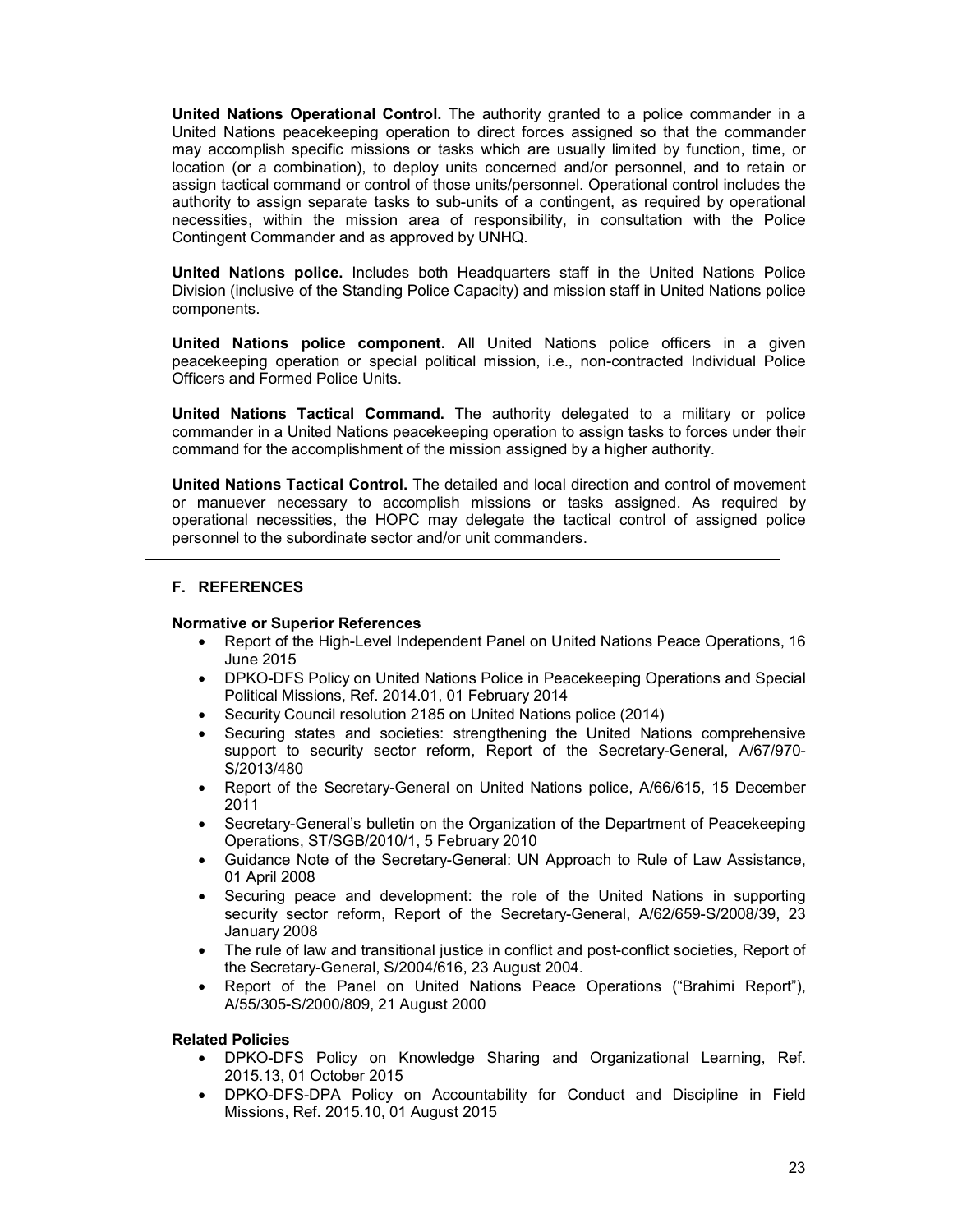**United Nations Operational Control.** The authority granted to a police commander in a United Nations peacekeeping operation to direct forces assigned so that the commander may accomplish specific missions or tasks which are usually limited by function, time, or location (or a combination), to deploy units concerned and/or personnel, and to retain or assign tactical command or control of those units/personnel. Operational control includes the authority to assign separate tasks to sub-units of a contingent, as required by operational necessities, within the mission area of responsibility, in consultation with the Police Contingent Commander and as approved by UNHQ.

**United Nations police.** Includes both Headquarters staff in the United Nations Police Division (inclusive of the Standing Police Capacity) and mission staff in United Nations police components.

**United Nations police component.** All United Nations police officers in a given peacekeeping operation or special political mission, i.e., non-contracted Individual Police Officers and Formed Police Units.

**United Nations Tactical Command.** The authority delegated to a military or police commander in a United Nations peacekeeping operation to assign tasks to forces under their command for the accomplishment of the mission assigned by a higher authority.

**United Nations Tactical Control.** The detailed and local direction and control of movement or manuever necessary to accomplish missions or tasks assigned. As required by operational necessities, the HOPC may delegate the tactical control of assigned police personnel to the subordinate sector and/or unit commanders.

---

## F. REFERENCES

**Normative or Superior References**

- Report of the High-Level Independent Panel on United Nations Peace Operations, 16 June 2015
- DPKO-DFS Policy on United Nations Police in Peacekeeping Operations and Special Political Missions, Ref. 2014.01, 01 February 2014
- Security Council resolution 2185 on United Nations police (2014)
- Securing states and societies: strengthening the United Nations comprehensive support to security sector reform, Report of the Secretary-General, A/67/970-S/2013/480
- Report of the Secretary-General on United Nations police, A/66/615, 15 December 2011
- Secretary-General's bulletin on the Organization of the Department of Peacekeeping Operations, ST/SGB/2010/1, 5 February 2010
- Guidance Note of the Secretary-General: UN Approach to Rule of Law Assistance, 01 April 2008
- Securing peace and development: the role of the United Nations in supporting security sector reform, Report of the Secretary-General, A/62/659-S/2008/39, 23 January 2008
- The rule of law and transitional justice in conflict and post-conflict societies, Report of the Secretary-General, S/2004/616, 23 August 2004.
- Report of the Panel on United Nations Peace Operations ("Brahimi Report"), A/55/305-S/2000/809, 21 August 2000

**Related Policies**

- DPKO-DFS Policy on Knowledge Sharing and Organizational Learning, Ref. 2015.13, 01 October 2015
- DPKO-DFS-DPA Policy on Accountability for Conduct and Discipline in Field Missions, Ref. 2015.10, 01 August 2015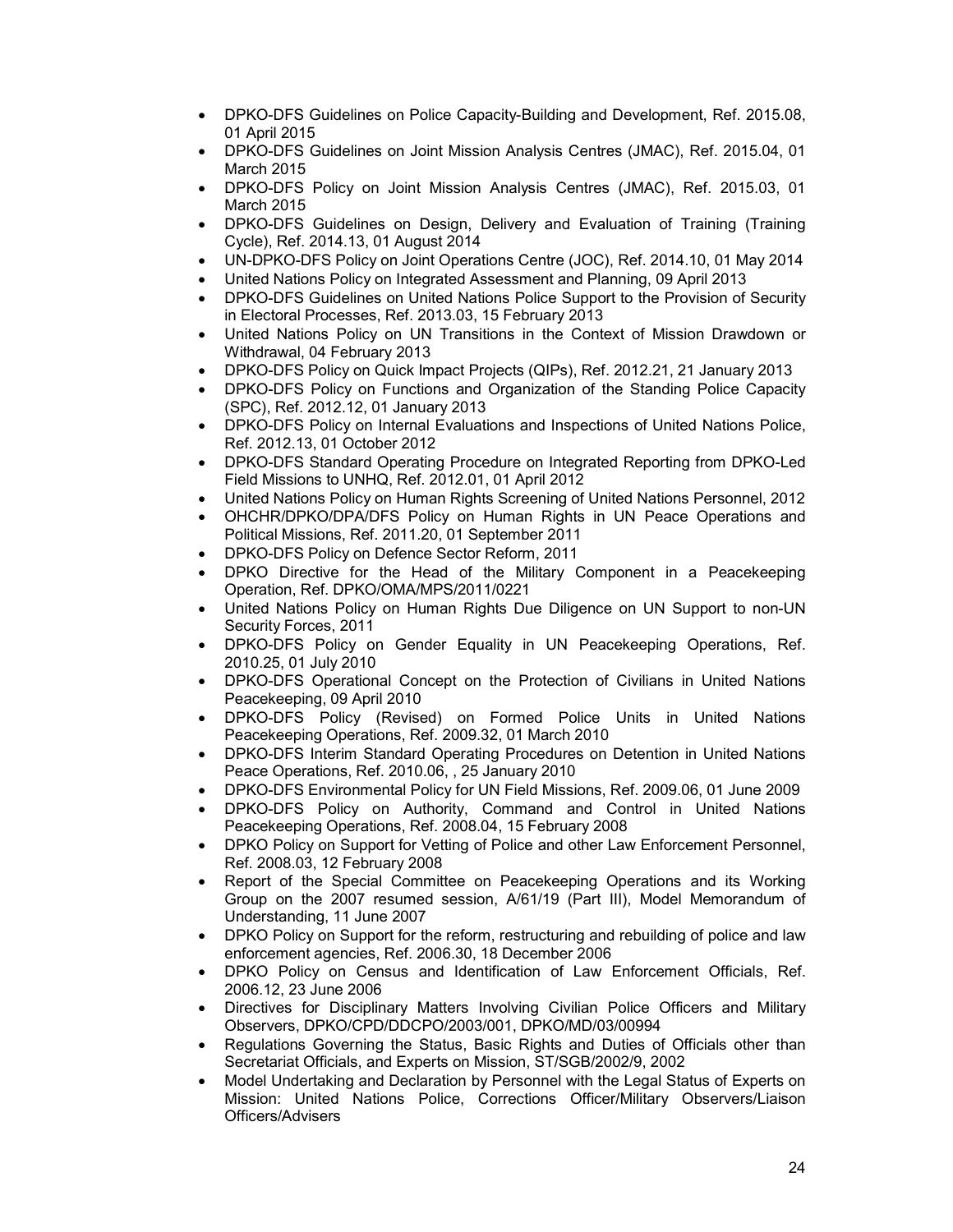- DPKO-DFS Guidelines on Police Capacity-Building and Development, Ref. 2015.08, 01 April 2015
- DPKO-DFS Guidelines on Joint Mission Analysis Centres (JMAC), Ref. 2015.04, 01 March 2015
- DPKO-DFS Policy on Joint Mission Analysis Centres (JMAC), Ref. 2015.03, 01 March 2015
- DPKO-DFS Guidelines on Design, Delivery and Evaluation of Training (Training Cycle), Ref. 2014.13, 01 August 2014
- UN-DPKO-DFS Policy on Joint Operations Centre (JOC), Ref. 2014.10, 01 May 2014
- United Nations Policy on Integrated Assessment and Planning, 09 April 2013
- DPKO-DFS Guidelines on United Nations Police Support to the Provision of Security in Electoral Processes, Ref. 2013.03, 15 February 2013
- United Nations Policy on UN Transitions in the Context of Mission Drawdown or Withdrawal, 04 February 2013
- DPKO-DFS Policy on Quick Impact Projects (QIPs), Ref. 2012.21, 21 January 2013
- DPKO-DFS Policy on Functions and Organization of the Standing Police Capacity (SPC), Ref. 2012.12, 01 January 2013
- DPKO-DFS Policy on Internal Evaluations and Inspections of United Nations Police, Ref. 2012.13, 01 October 2012
- DPKO-DFS Standard Operating Procedure on Integrated Reporting from DPKO-Led Field Missions to UNHQ, Ref. 2012.01, 01 April 2012
- United Nations Policy on Human Rights Screening of United Nations Personnel, 2012
- OHCHR/DPKO/DPA/DFS Policy on Human Rights in UN Peace Operations and Political Missions, Ref. 2011.20, 01 September 2011
- DPKO-DFS Policy on Defence Sector Reform, 2011
- DPKO Directive for the Head of the Military Component in a Peacekeeping Operation, Ref. DPKO/OMA/MPS/2011/0221
- United Nations Policy on Human Rights Due Diligence on UN Support to non-UN Security Forces, 2011
- DPKO-DFS Policy on Gender Equality in UN Peacekeeping Operations, Ref. 2010.25, 01 July 2010
- DPKO-DFS Operational Concept on the Protection of Civilians in United Nations Peacekeeping, 09 April 2010
- DPKO-DFS Policy (Revised) on Formed Police Units in United Nations Peacekeeping Operations, Ref. 2009.32, 01 March 2010
- DPKO-DFS Interim Standard Operating Procedures on Detention in United Nations Peace Operations, Ref. 2010.06, , 25 January 2010
- DPKO-DFS Environmental Policy for UN Field Missions, Ref. 2009.06, 01 June 2009
- DPKO-DFS Policy on Authority, Command and Control in United Nations Peacekeeping Operations, Ref. 2008.04, 15 February 2008
- DPKO Policy on Support for Vetting of Police and other Law Enforcement Personnel, Ref. 2008.03, 12 February 2008
- Report of the Special Committee on Peacekeeping Operations and its Working Group on the 2007 resumed session, A/61/19 (Part III), Model Memorandum of Understanding, 11 June 2007
- DPKO Policy on Support for the reform, restructuring and rebuilding of police and law enforcement agencies, Ref. 2006.30, 18 December 2006
- DPKO Policy on Census and Identification of Law Enforcement Officials, Ref. 2006.12, 23 June 2006
- Directives for Disciplinary Matters Involving Civilian Police Officers and Military Observers, DPKO/CPD/DDCPO/2003/001, DPKO/MD/03/00994
- Regulations Governing the Status, Basic Rights and Duties of Officials other than Secretariat Officials, and Experts on Mission, ST/SGB/2002/9, 2002
- Model Undertaking and Declaration by Personnel with the Legal Status of Experts on Mission: United Nations Police, Corrections Officer/Military Observers/Liaison Officers/Advisers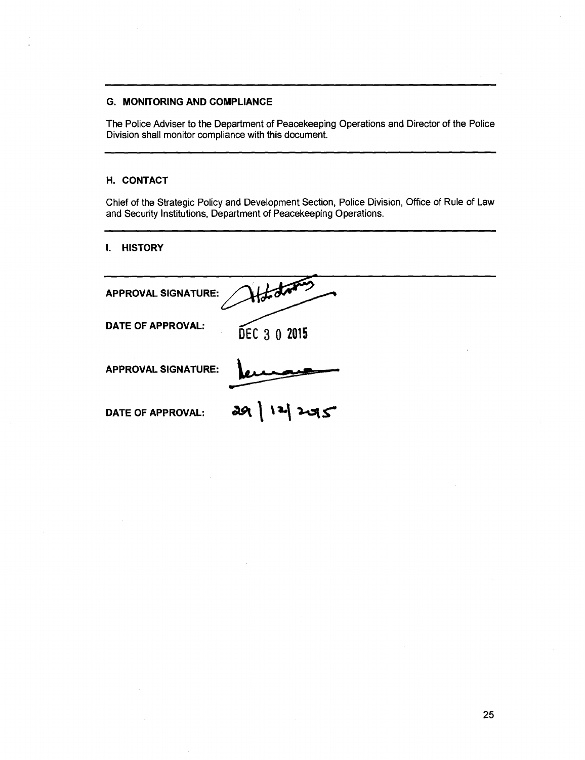## G. MONITORING AND COMPLIANCE

The Police Adviser to the Department of Peacekeeping Operations and Director of the Police Division shall monitor compliance with this document.

## H. CONTACT

Chief of the Strategic Policy and Development Section, Police Division, Office of Rule of Law and Security Institutions, Department of Peacekeeping Operations.

## I. HISTORY

**APPROVAL SIGNATURE:** [signature]

**DATE OF APPROVAL:** DEC 30 2015

**APPROVAL SIGNATURE:** [signature]

**DATE OF APPROVAL:** 29 | 12 | 2015